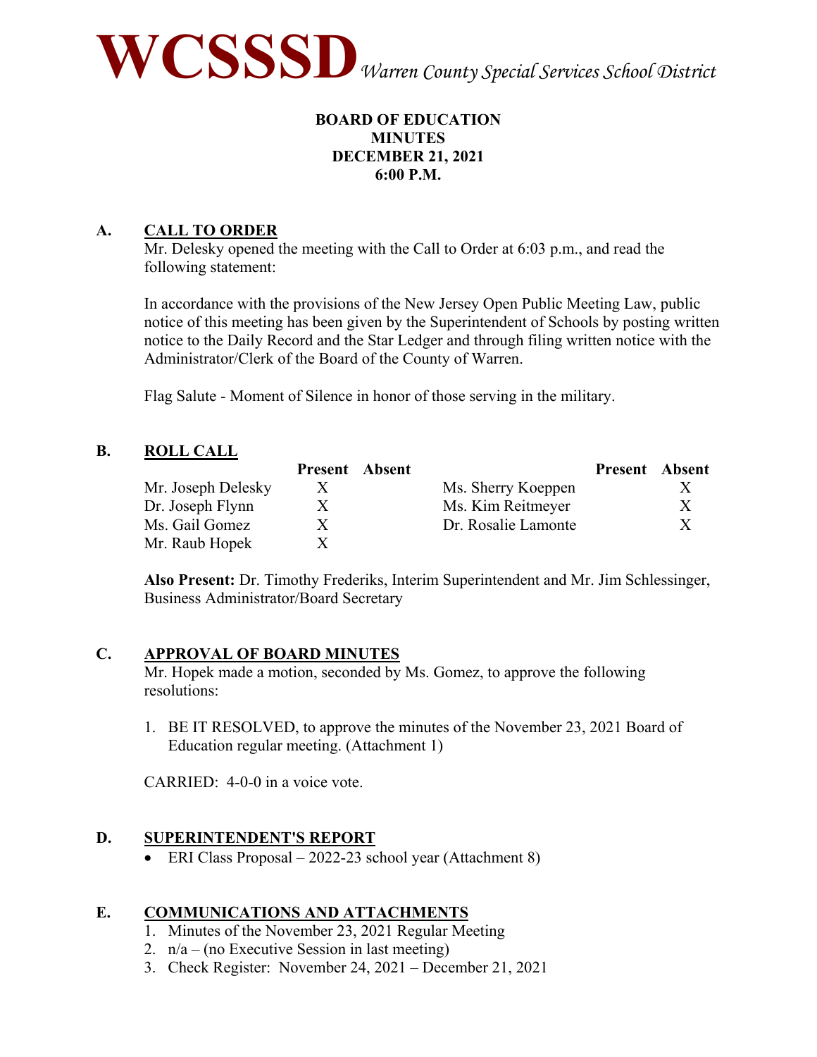# WCSSSD *Warren County Special Services School District*

**BOARD OF EDUCATION**
**MINUTES**
**DECEMBER 21, 2021**
**6:00 P.M.**

## A. CALL TO ORDER

Mr. Delesky opened the meeting with the Call to Order at 6:03 p.m., and read the following statement:

In accordance with the provisions of the New Jersey Open Public Meeting Law, public notice of this meeting has been given by the Superintendent of Schools by posting written notice to the Daily Record and the Star Ledger and through filing written notice with the Administrator/Clerk of the Board of the County of Warren.

Flag Salute - Moment of Silence in honor of those serving in the military.

## B. ROLL CALL

| | Present | Absent | | Present | Absent |
|---|---|---|---|---|---|
| Mr. Joseph Delesky | X | | Ms. Sherry Koeppen | | X |
| Dr. Joseph Flynn | X | | Ms. Kim Reitmeyer | | X |
| Ms. Gail Gomez | X | | Dr. Rosalie Lamonte | | X |
| Mr. Raub Hopek | X | | | | |

**Also Present:** Dr. Timothy Frederiks, Interim Superintendent and Mr. Jim Schlessinger, Business Administrator/Board Secretary

## C. APPROVAL OF BOARD MINUTES

Mr. Hopek made a motion, seconded by Ms. Gomez, to approve the following resolutions:

1. BE IT RESOLVED, to approve the minutes of the November 23, 2021 Board of Education regular meeting. (Attachment 1)

CARRIED: 4-0-0 in a voice vote.

## D. SUPERINTENDENT'S REPORT

- ERI Class Proposal – 2022-23 school year (Attachment 8)

## E. COMMUNICATIONS AND ATTACHMENTS

1. Minutes of the November 23, 2021 Regular Meeting
2. n/a – (no Executive Session in last meeting)
3. Check Register: November 24, 2021 – December 21, 2021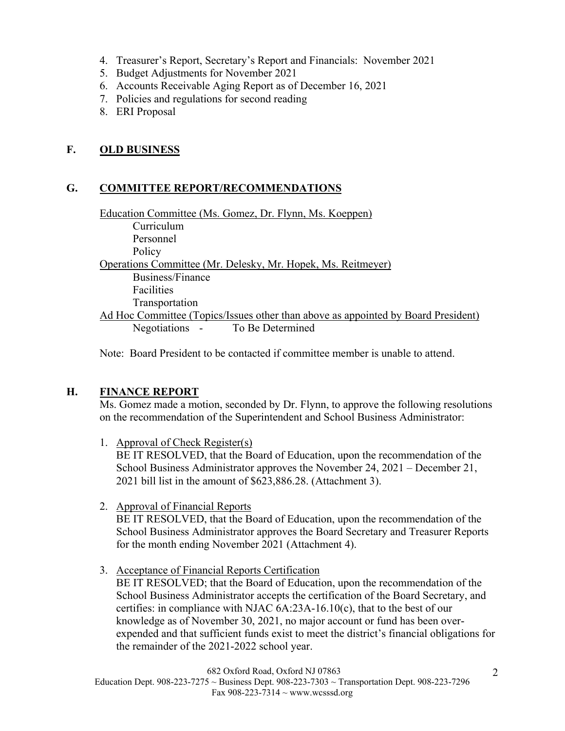4. Treasurer's Report, Secretary's Report and Financials: November 2021
5. Budget Adjustments for November 2021
6. Accounts Receivable Aging Report as of December 16, 2021
7. Policies and regulations for second reading
8. ERI Proposal

## F. OLD BUSINESS

## G. COMMITTEE REPORT/RECOMMENDATIONS

Education Committee (Ms. Gomez, Dr. Flynn, Ms. Koeppen)
- Curriculum
- Personnel
- Policy

Operations Committee (Mr. Delesky, Mr. Hopek, Ms. Reitmeyer)
- Business/Finance
- Facilities
- Transportation

Ad Hoc Committee (Topics/Issues other than above as appointed by Board President)
- Negotiations - To Be Determined

Note: Board President to be contacted if committee member is unable to attend.

## H. FINANCE REPORT

Ms. Gomez made a motion, seconded by Dr. Flynn, to approve the following resolutions on the recommendation of the Superintendent and School Business Administrator:

1. Approval of Check Register(s)
   BE IT RESOLVED, that the Board of Education, upon the recommendation of the School Business Administrator approves the November 24, 2021 – December 21, 2021 bill list in the amount of $623,886.28. (Attachment 3).

2. Approval of Financial Reports
   BE IT RESOLVED, that the Board of Education, upon the recommendation of the School Business Administrator approves the Board Secretary and Treasurer Reports for the month ending November 2021 (Attachment 4).

3. Acceptance of Financial Reports Certification
   BE IT RESOLVED; that the Board of Education, upon the recommendation of the School Business Administrator accepts the certification of the Board Secretary, and certifies: in compliance with NJAC 6A:23A-16.10(c), that to the best of our knowledge as of November 30, 2021, no major account or fund has been over-expended and that sufficient funds exist to meet the district's financial obligations for the remainder of the 2021-2022 school year.

682 Oxford Road, Oxford NJ 07863
Education Dept. 908-223-7275 ~ Business Dept. 908-223-7303 ~ Transportation Dept. 908-223-7296
Fax 908-223-7314 ~ www.wcsssd.org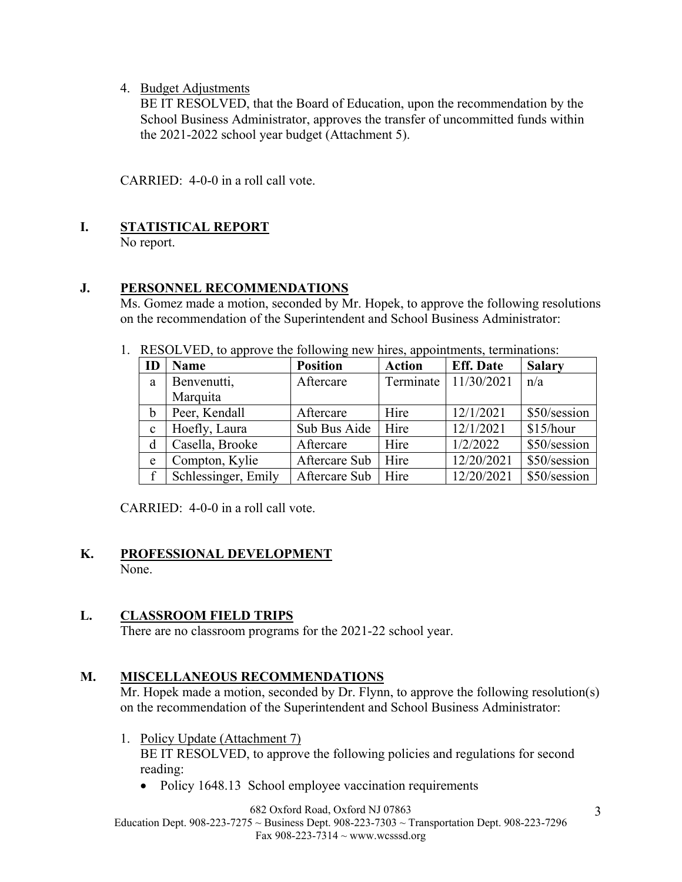4. Budget Adjustments
   BE IT RESOLVED, that the Board of Education, upon the recommendation by the School Business Administrator, approves the transfer of uncommitted funds within the 2021-2022 school year budget (Attachment 5).

CARRIED: 4-0-0 in a roll call vote.

## I. STATISTICAL REPORT

No report.

## J. PERSONNEL RECOMMENDATIONS

Ms. Gomez made a motion, seconded by Mr. Hopek, to approve the following resolutions on the recommendation of the Superintendent and School Business Administrator:

1. RESOLVED, to approve the following new hires, appointments, terminations:

| ID | Name | Position | Action | Eff. Date | Salary |
|---|---|---|---|---|---|
| a | Benvenutti, Marquita | Aftercare | Terminate | 11/30/2021 | n/a |
| b | Peer, Kendall | Aftercare | Hire | 12/1/2021 | $50/session |
| c | Hoefly, Laura | Sub Bus Aide | Hire | 12/1/2021 | $15/hour |
| d | Casella, Brooke | Aftercare | Hire | 1/2/2022 | $50/session |
| e | Compton, Kylie | Aftercare Sub | Hire | 12/20/2021 | $50/session |
| f | Schlessinger, Emily | Aftercare Sub | Hire | 12/20/2021 | $50/session |

CARRIED: 4-0-0 in a roll call vote.

## K. PROFESSIONAL DEVELOPMENT

None.

## L. CLASSROOM FIELD TRIPS

There are no classroom programs for the 2021-22 school year.

## M. MISCELLANEOUS RECOMMENDATIONS

Mr. Hopek made a motion, seconded by Dr. Flynn, to approve the following resolution(s) on the recommendation of the Superintendent and School Business Administrator:

1. Policy Update (Attachment 7)
   BE IT RESOLVED, to approve the following policies and regulations for second reading:
   - Policy 1648.13 School employee vaccination requirements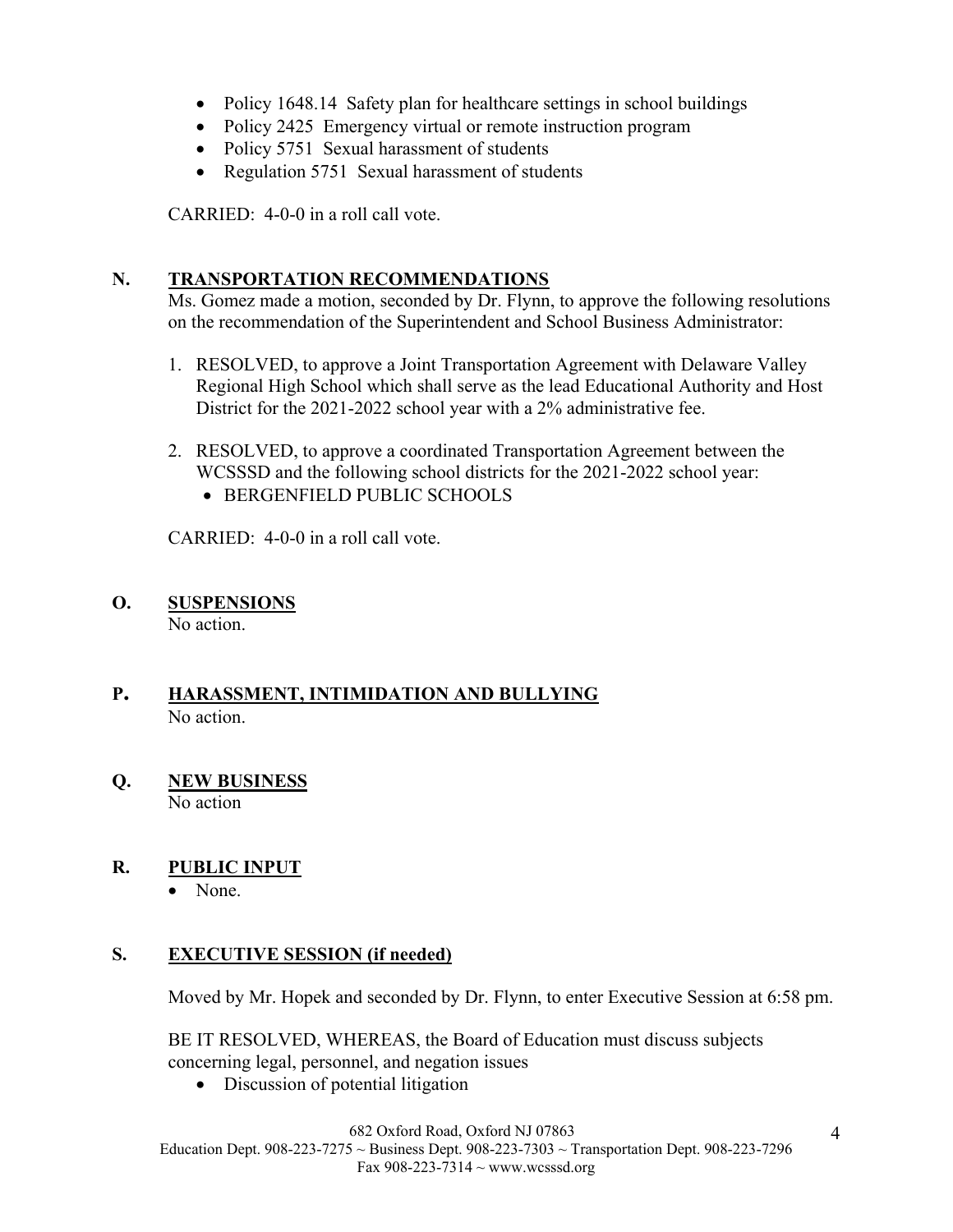- Policy 1648.14 Safety plan for healthcare settings in school buildings
- Policy 2425 Emergency virtual or remote instruction program
- Policy 5751 Sexual harassment of students
- Regulation 5751 Sexual harassment of students

CARRIED: 4-0-0 in a roll call vote.

## N. TRANSPORTATION RECOMMENDATIONS

Ms. Gomez made a motion, seconded by Dr. Flynn, to approve the following resolutions on the recommendation of the Superintendent and School Business Administrator:

1. RESOLVED, to approve a Joint Transportation Agreement with Delaware Valley Regional High School which shall serve as the lead Educational Authority and Host District for the 2021-2022 school year with a 2% administrative fee.

2. RESOLVED, to approve a coordinated Transportation Agreement between the WCSSSD and the following school districts for the 2021-2022 school year:
   - BERGENFIELD PUBLIC SCHOOLS

CARRIED: 4-0-0 in a roll call vote.

## O. SUSPENSIONS

No action.

## P. HARASSMENT, INTIMIDATION AND BULLYING

No action.

## Q. NEW BUSINESS

No action

## R. PUBLIC INPUT

- None.

## S. EXECUTIVE SESSION (if needed)

Moved by Mr. Hopek and seconded by Dr. Flynn, to enter Executive Session at 6:58 pm.

BE IT RESOLVED, WHEREAS, the Board of Education must discuss subjects concerning legal, personnel, and negation issues

- Discussion of potential litigation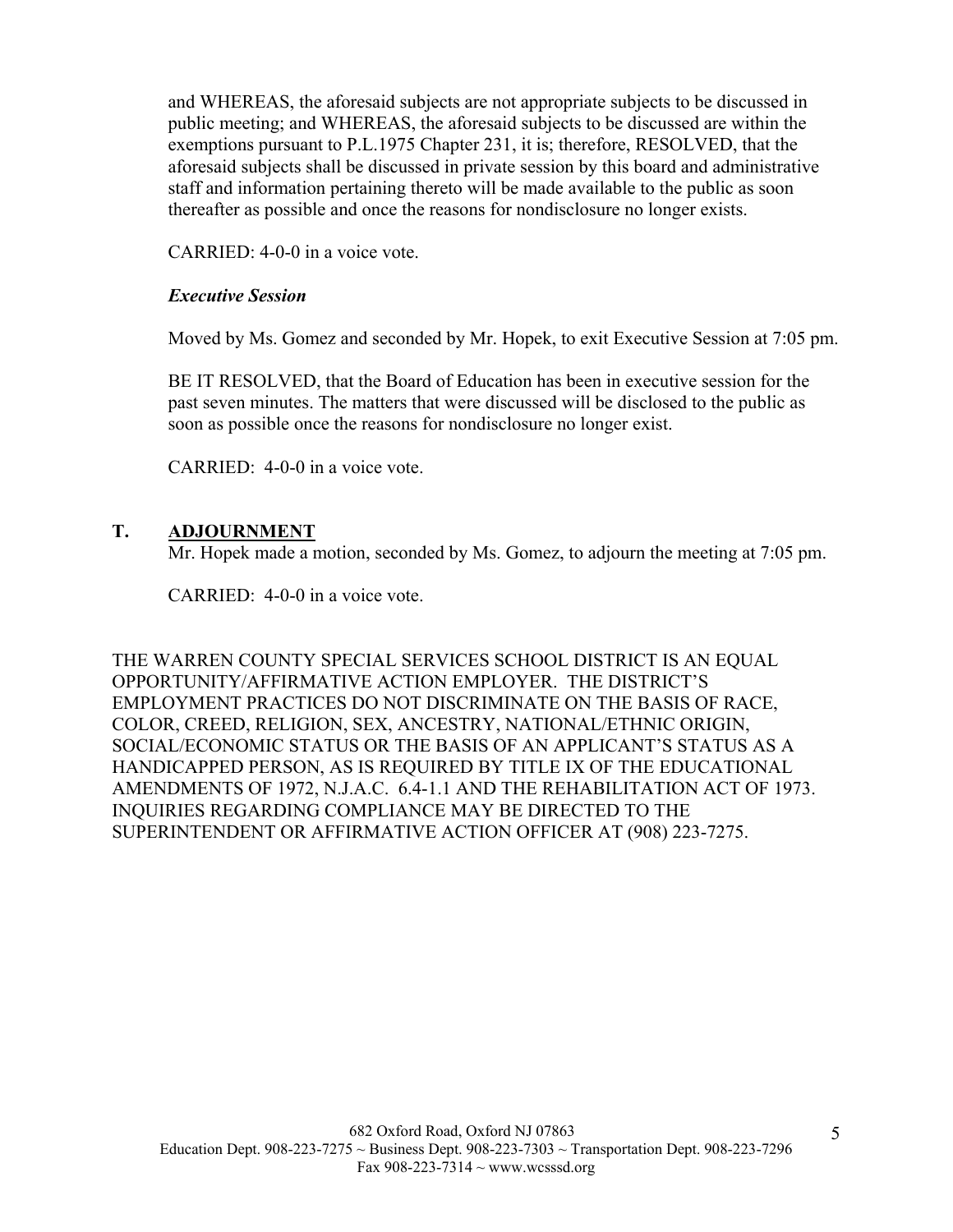and WHEREAS, the aforesaid subjects are not appropriate subjects to be discussed in public meeting; and WHEREAS, the aforesaid subjects to be discussed are within the exemptions pursuant to P.L.1975 Chapter 231, it is; therefore, RESOLVED, that the aforesaid subjects shall be discussed in private session by this board and administrative staff and information pertaining thereto will be made available to the public as soon thereafter as possible and once the reasons for nondisclosure no longer exists.

CARRIED: 4-0-0 in a voice vote.

***Executive Session***

Moved by Ms. Gomez and seconded by Mr. Hopek, to exit Executive Session at 7:05 pm.

BE IT RESOLVED, that the Board of Education has been in executive session for the past seven minutes. The matters that were discussed will be disclosed to the public as soon as possible once the reasons for nondisclosure no longer exist.

CARRIED: 4-0-0 in a voice vote.

## T. ADJOURNMENT

Mr. Hopek made a motion, seconded by Ms. Gomez, to adjourn the meeting at 7:05 pm.

CARRIED: 4-0-0 in a voice vote.

THE WARREN COUNTY SPECIAL SERVICES SCHOOL DISTRICT IS AN EQUAL OPPORTUNITY/AFFIRMATIVE ACTION EMPLOYER. THE DISTRICT'S EMPLOYMENT PRACTICES DO NOT DISCRIMINATE ON THE BASIS OF RACE, COLOR, CREED, RELIGION, SEX, ANCESTRY, NATIONAL/ETHNIC ORIGIN, SOCIAL/ECONOMIC STATUS OR THE BASIS OF AN APPLICANT'S STATUS AS A HANDICAPPED PERSON, AS IS REQUIRED BY TITLE IX OF THE EDUCATIONAL AMENDMENTS OF 1972, N.J.A.C. 6.4-1.1 AND THE REHABILITATION ACT OF 1973. INQUIRIES REGARDING COMPLIANCE MAY BE DIRECTED TO THE SUPERINTENDENT OR AFFIRMATIVE ACTION OFFICER AT (908) 223-7275.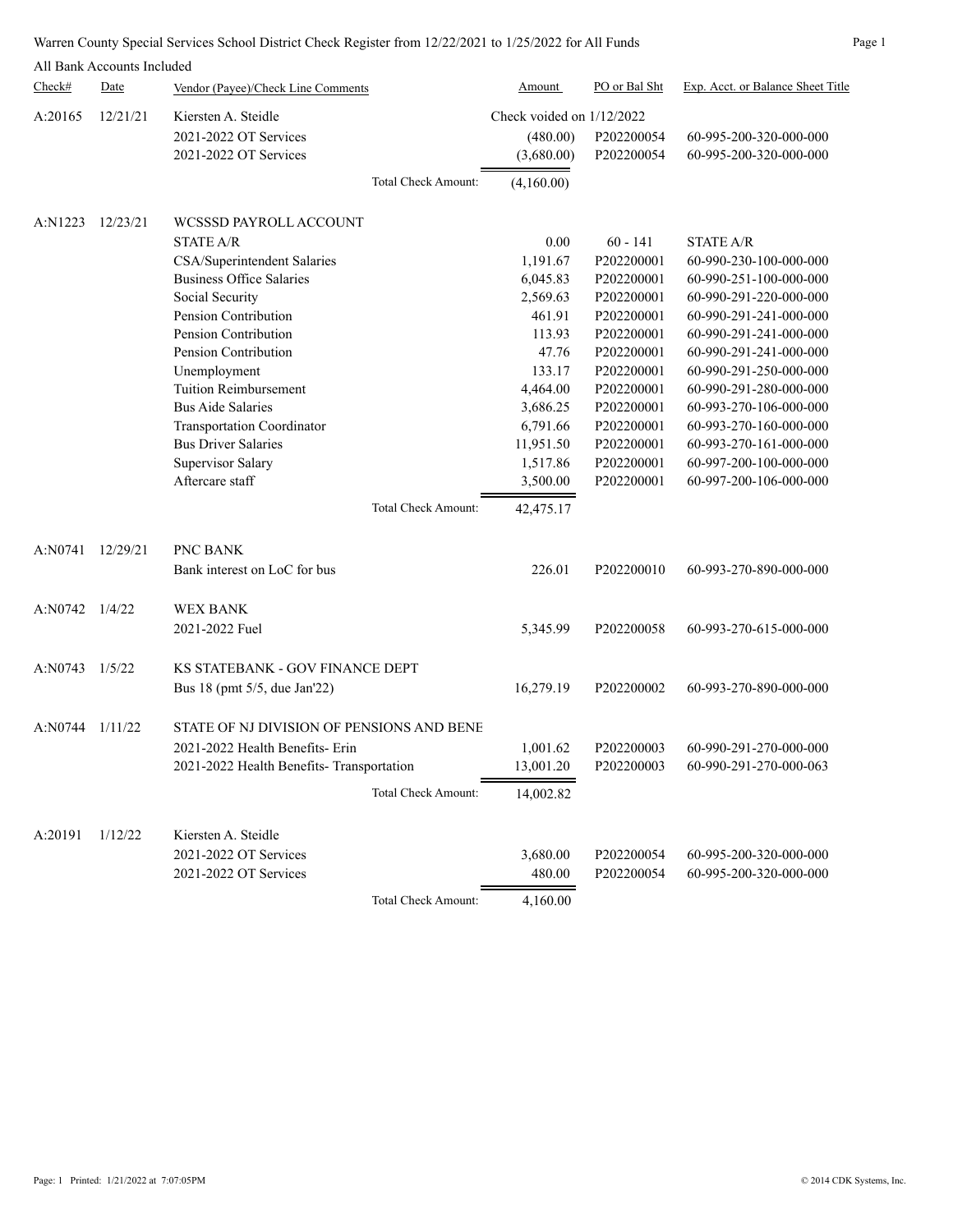Warren County Special Services School District Check Register from 12/22/2021 to 1/25/2022 for All Funds

All Bank Accounts Included

| Check# | Date | Vendor (Payee)/Check Line Comments | Amount | PO or Bal Sht | Exp. Acct. or Balance Sheet Title |
|---|---|---|---|---|---|
| A:20165 | 12/21/21 | Kiersten A. Steidle | Check voided on 1/12/2022 | | |
| | | 2021-2022 OT Services | (480.00) | P202200054 | 60-995-200-320-000-000 |
| | | 2021-2022 OT Services | (3,680.00) | P202200054 | 60-995-200-320-000-000 |
| | | Total Check Amount: | (4,160.00) | | |
| A:N1223 | 12/23/21 | WCSSSD PAYROLL ACCOUNT | | | |
| | | STATE A/R | 0.00 | 60 - 141 | STATE A/R |
| | | CSA/Superintendent Salaries | 1,191.67 | P202200001 | 60-990-230-100-000-000 |
| | | Business Office Salaries | 6,045.83 | P202200001 | 60-990-251-100-000-000 |
| | | Social Security | 2,569.63 | P202200001 | 60-990-291-220-000-000 |
| | | Pension Contribution | 461.91 | P202200001 | 60-990-291-241-000-000 |
| | | Pension Contribution | 113.93 | P202200001 | 60-990-291-241-000-000 |
| | | Pension Contribution | 47.76 | P202200001 | 60-990-291-241-000-000 |
| | | Unemployment | 133.17 | P202200001 | 60-990-291-250-000-000 |
| | | Tuition Reimbursement | 4,464.00 | P202200001 | 60-990-291-280-000-000 |
| | | Bus Aide Salaries | 3,686.25 | P202200001 | 60-993-270-106-000-000 |
| | | Transportation Coordinator | 6,791.66 | P202200001 | 60-993-270-160-000-000 |
| | | Bus Driver Salaries | 11,951.50 | P202200001 | 60-993-270-161-000-000 |
| | | Supervisor Salary | 1,517.86 | P202200001 | 60-997-200-100-000-000 |
| | | Aftercare staff | 3,500.00 | P202200001 | 60-997-200-106-000-000 |
| | | Total Check Amount: | 42,475.17 | | |
| A:N0741 | 12/29/21 | PNC BANK | | | |
| | | Bank interest on LoC for bus | 226.01 | P202200010 | 60-993-270-890-000-000 |
| A:N0742 | 1/4/22 | WEX BANK | | | |
| | | 2021-2022 Fuel | 5,345.99 | P202200058 | 60-993-270-615-000-000 |
| A:N0743 | 1/5/22 | KS STATEBANK - GOV FINANCE DEPT | | | |
| | | Bus 18 (pmt 5/5, due Jan'22) | 16,279.19 | P202200002 | 60-993-270-890-000-000 |
| A:N0744 | 1/11/22 | STATE OF NJ DIVISION OF PENSIONS AND BENE | | | |
| | | 2021-2022 Health Benefits- Erin | 1,001.62 | P202200003 | 60-990-291-270-000-000 |
| | | 2021-2022 Health Benefits- Transportation | 13,001.20 | P202200003 | 60-990-291-270-000-063 |
| | | Total Check Amount: | 14,002.82 | | |
| A:20191 | 1/12/22 | Kiersten A. Steidle | | | |
| | | 2021-2022 OT Services | 3,680.00 | P202200054 | 60-995-200-320-000-000 |
| | | 2021-2022 OT Services | 480.00 | P202200054 | 60-995-200-320-000-000 |
| | | Total Check Amount: | 4,160.00 | | |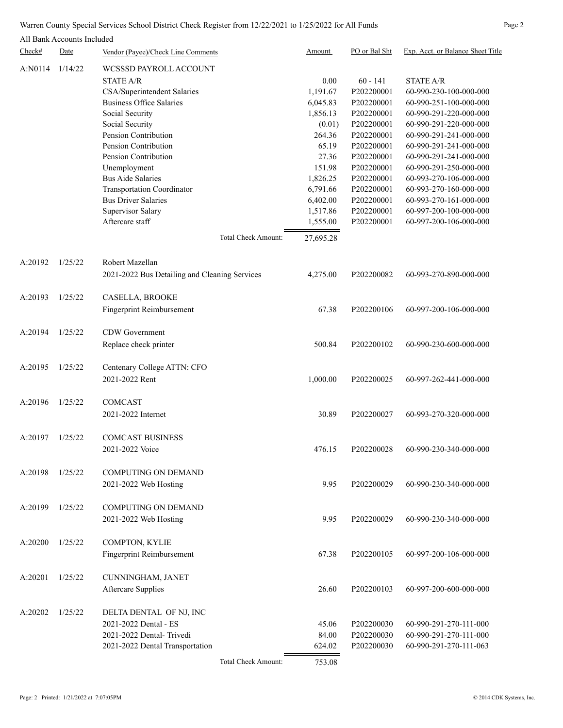Warren County Special Services School District Check Register from 12/22/2021 to 1/25/2022 for All Funds

All Bank Accounts Included

| Check# | Date | Vendor (Payee)/Check Line Comments | Amount | PO or Bal Sht | Exp. Acct. or Balance Sheet Title |
|---|---|---|---|---|---|
| A:N0114 | 1/14/22 | WCSSSD PAYROLL ACCOUNT | | | |
| | | STATE A/R | 0.00 | 60 - 141 | STATE A/R |
| | | CSA/Superintendent Salaries | 1,191.67 | P202200001 | 60-990-230-100-000-000 |
| | | Business Office Salaries | 6,045.83 | P202200001 | 60-990-251-100-000-000 |
| | | Social Security | 1,856.13 | P202200001 | 60-990-291-220-000-000 |
| | | Social Security | (0.01) | P202200001 | 60-990-291-220-000-000 |
| | | Pension Contribution | 264.36 | P202200001 | 60-990-291-241-000-000 |
| | | Pension Contribution | 65.19 | P202200001 | 60-990-291-241-000-000 |
| | | Pension Contribution | 27.36 | P202200001 | 60-990-291-241-000-000 |
| | | Unemployment | 151.98 | P202200001 | 60-990-291-250-000-000 |
| | | Bus Aide Salaries | 1,826.25 | P202200001 | 60-993-270-106-000-000 |
| | | Transportation Coordinator | 6,791.66 | P202200001 | 60-993-270-160-000-000 |
| | | Bus Driver Salaries | 6,402.00 | P202200001 | 60-993-270-161-000-000 |
| | | Supervisor Salary | 1,517.86 | P202200001 | 60-997-200-100-000-000 |
| | | Aftercare staff | 1,555.00 | P202200001 | 60-997-200-106-000-000 |
| | | Total Check Amount: | 27,695.28 | | |
| A:20192 | 1/25/22 | Robert Mazellan | | | |
| | | 2021-2022 Bus Detailing and Cleaning Services | 4,275.00 | P202200082 | 60-993-270-890-000-000 |
| A:20193 | 1/25/22 | CASELLA, BROOKE | | | |
| | | Fingerprint Reimbursement | 67.38 | P202200106 | 60-997-200-106-000-000 |
| A:20194 | 1/25/22 | CDW Government | | | |
| | | Replace check printer | 500.84 | P202200102 | 60-990-230-600-000-000 |
| A:20195 | 1/25/22 | Centenary College ATTN: CFO | | | |
| | | 2021-2022 Rent | 1,000.00 | P202200025 | 60-997-262-441-000-000 |
| A:20196 | 1/25/22 | COMCAST | | | |
| | | 2021-2022 Internet | 30.89 | P202200027 | 60-993-270-320-000-000 |
| A:20197 | 1/25/22 | COMCAST BUSINESS | | | |
| | | 2021-2022 Voice | 476.15 | P202200028 | 60-990-230-340-000-000 |
| A:20198 | 1/25/22 | COMPUTING ON DEMAND | | | |
| | | 2021-2022 Web Hosting | 9.95 | P202200029 | 60-990-230-340-000-000 |
| A:20199 | 1/25/22 | COMPUTING ON DEMAND | | | |
| | | 2021-2022 Web Hosting | 9.95 | P202200029 | 60-990-230-340-000-000 |
| A:20200 | 1/25/22 | COMPTON, KYLIE | | | |
| | | Fingerprint Reimbursement | 67.38 | P202200105 | 60-997-200-106-000-000 |
| A:20201 | 1/25/22 | CUNNINGHAM, JANET | | | |
| | | Aftercare Supplies | 26.60 | P202200103 | 60-997-200-600-000-000 |
| A:20202 | 1/25/22 | DELTA DENTAL OF NJ, INC | | | |
| | | 2021-2022 Dental - ES | 45.06 | P202200030 | 60-990-291-270-111-000 |
| | | 2021-2022 Dental- Trivedi | 84.00 | P202200030 | 60-990-291-270-111-000 |
| | | 2021-2022 Dental Transportation | 624.02 | P202200030 | 60-990-291-270-111-063 |
| | | Total Check Amount: | 753.08 | | |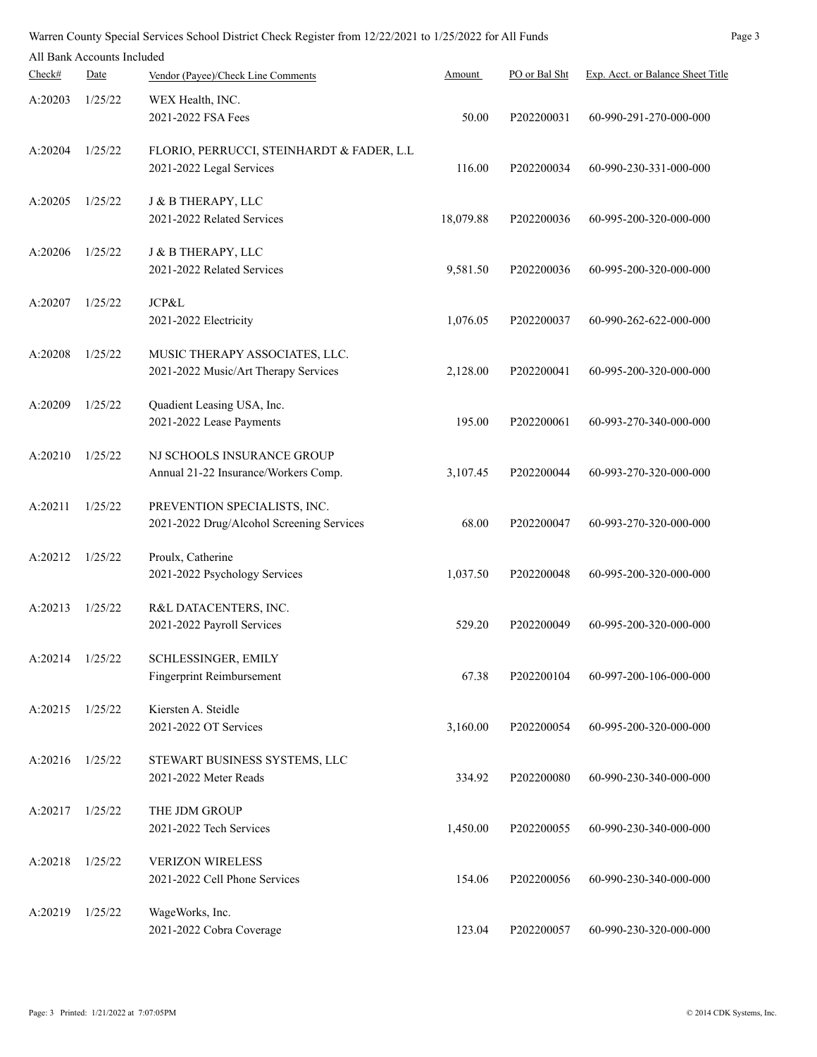Warren County Special Services School District Check Register from 12/22/2021 to 1/25/2022 for All Funds

All Bank Accounts Included

| Check# | Date | Vendor (Payee)/Check Line Comments | Amount | PO or Bal Sht | Exp. Acct. or Balance Sheet Title |
|---|---|---|---|---|---|
| A:20203 | 1/25/22 | WEX Health, INC. | | | |
| | | 2021-2022 FSA Fees | 50.00 | P202200031 | 60-990-291-270-000-000 |
| A:20204 | 1/25/22 | FLORIO, PERRUCCI, STEINHARDT & FADER, L.L | | | |
| | | 2021-2022 Legal Services | 116.00 | P202200034 | 60-990-230-331-000-000 |
| A:20205 | 1/25/22 | J & B THERAPY, LLC | | | |
| | | 2021-2022 Related Services | 18,079.88 | P202200036 | 60-995-200-320-000-000 |
| A:20206 | 1/25/22 | J & B THERAPY, LLC | | | |
| | | 2021-2022 Related Services | 9,581.50 | P202200036 | 60-995-200-320-000-000 |
| A:20207 | 1/25/22 | JCP&L | | | |
| | | 2021-2022 Electricity | 1,076.05 | P202200037 | 60-990-262-622-000-000 |
| A:20208 | 1/25/22 | MUSIC THERAPY ASSOCIATES, LLC. | | | |
| | | 2021-2022 Music/Art Therapy Services | 2,128.00 | P202200041 | 60-995-200-320-000-000 |
| A:20209 | 1/25/22 | Quadient Leasing USA, Inc. | | | |
| | | 2021-2022 Lease Payments | 195.00 | P202200061 | 60-993-270-340-000-000 |
| A:20210 | 1/25/22 | NJ SCHOOLS INSURANCE GROUP | | | |
| | | Annual 21-22 Insurance/Workers Comp. | 3,107.45 | P202200044 | 60-993-270-320-000-000 |
| A:20211 | 1/25/22 | PREVENTION SPECIALISTS, INC. | | | |
| | | 2021-2022 Drug/Alcohol Screening Services | 68.00 | P202200047 | 60-993-270-320-000-000 |
| A:20212 | 1/25/22 | Proulx, Catherine | | | |
| | | 2021-2022 Psychology Services | 1,037.50 | P202200048 | 60-995-200-320-000-000 |
| A:20213 | 1/25/22 | R&L DATACENTERS, INC. | | | |
| | | 2021-2022 Payroll Services | 529.20 | P202200049 | 60-995-200-320-000-000 |
| A:20214 | 1/25/22 | SCHLESSINGER, EMILY | | | |
| | | Fingerprint Reimbursement | 67.38 | P202200104 | 60-997-200-106-000-000 |
| A:20215 | 1/25/22 | Kiersten A. Steidle | | | |
| | | 2021-2022 OT Services | 3,160.00 | P202200054 | 60-995-200-320-000-000 |
| A:20216 | 1/25/22 | STEWART BUSINESS SYSTEMS, LLC | | | |
| | | 2021-2022 Meter Reads | 334.92 | P202200080 | 60-990-230-340-000-000 |
| A:20217 | 1/25/22 | THE JDM GROUP | | | |
| | | 2021-2022 Tech Services | 1,450.00 | P202200055 | 60-990-230-340-000-000 |
| A:20218 | 1/25/22 | VERIZON WIRELESS | | | |
| | | 2021-2022 Cell Phone Services | 154.06 | P202200056 | 60-990-230-340-000-000 |
| A:20219 | 1/25/22 | WageWorks, Inc. | | | |
| | | 2021-2022 Cobra Coverage | 123.04 | P202200057 | 60-990-230-320-000-000 |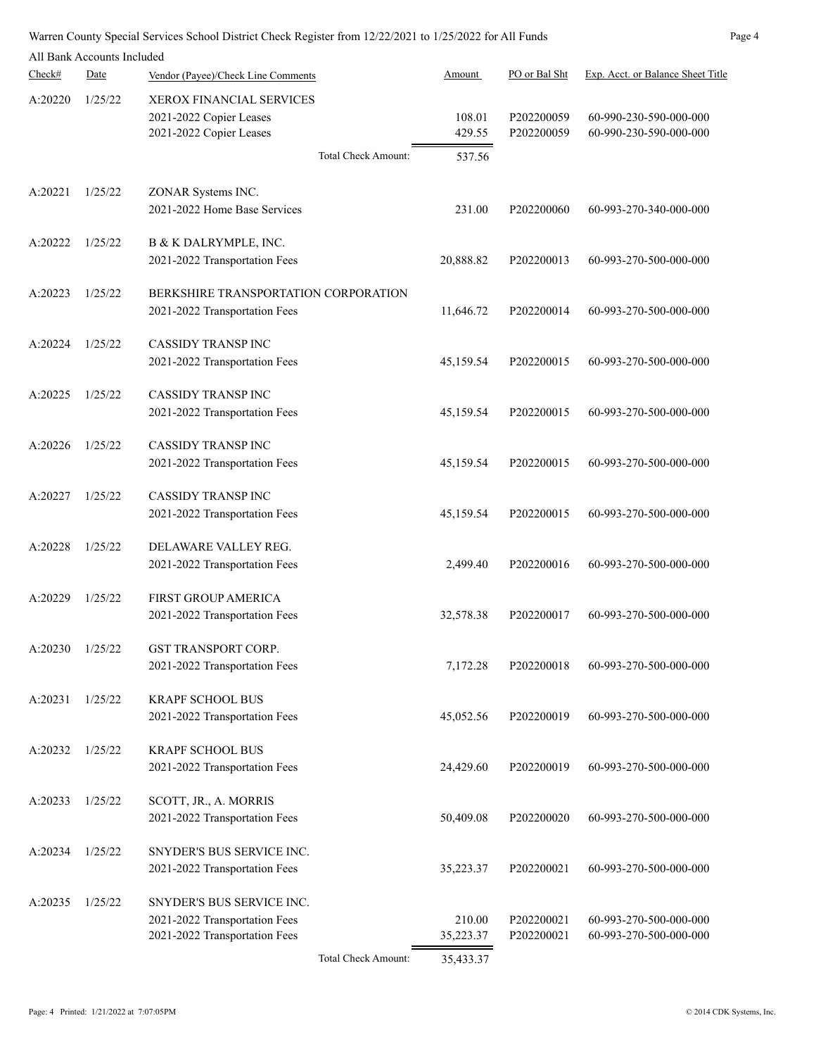Warren County Special Services School District Check Register from 12/22/2021 to 1/25/2022 for All Funds

All Bank Accounts Included

| Check# | Date | Vendor (Payee)/Check Line Comments | Amount | PO or Bal Sht | Exp. Acct. or Balance Sheet Title |
|---|---|---|---|---|---|
| A:20220 | 1/25/22 | XEROX FINANCIAL SERVICES | | | |
| | | 2021-2022 Copier Leases | 108.01 | P202200059 | 60-990-230-590-000-000 |
| | | 2021-2022 Copier Leases | 429.55 | P202200059 | 60-990-230-590-000-000 |
| | | Total Check Amount: | 537.56 | | |
| A:20221 | 1/25/22 | ZONAR Systems INC. | | | |
| | | 2021-2022 Home Base Services | 231.00 | P202200060 | 60-993-270-340-000-000 |
| A:20222 | 1/25/22 | B & K DALRYMPLE, INC. | | | |
| | | 2021-2022 Transportation Fees | 20,888.82 | P202200013 | 60-993-270-500-000-000 |
| A:20223 | 1/25/22 | BERKSHIRE TRANSPORTATION CORPORATION | | | |
| | | 2021-2022 Transportation Fees | 11,646.72 | P202200014 | 60-993-270-500-000-000 |
| A:20224 | 1/25/22 | CASSIDY TRANSP INC | | | |
| | | 2021-2022 Transportation Fees | 45,159.54 | P202200015 | 60-993-270-500-000-000 |
| A:20225 | 1/25/22 | CASSIDY TRANSP INC | | | |
| | | 2021-2022 Transportation Fees | 45,159.54 | P202200015 | 60-993-270-500-000-000 |
| A:20226 | 1/25/22 | CASSIDY TRANSP INC | | | |
| | | 2021-2022 Transportation Fees | 45,159.54 | P202200015 | 60-993-270-500-000-000 |
| A:20227 | 1/25/22 | CASSIDY TRANSP INC | | | |
| | | 2021-2022 Transportation Fees | 45,159.54 | P202200015 | 60-993-270-500-000-000 |
| A:20228 | 1/25/22 | DELAWARE VALLEY REG. | | | |
| | | 2021-2022 Transportation Fees | 2,499.40 | P202200016 | 60-993-270-500-000-000 |
| A:20229 | 1/25/22 | FIRST GROUP AMERICA | | | |
| | | 2021-2022 Transportation Fees | 32,578.38 | P202200017 | 60-993-270-500-000-000 |
| A:20230 | 1/25/22 | GST TRANSPORT CORP. | | | |
| | | 2021-2022 Transportation Fees | 7,172.28 | P202200018 | 60-993-270-500-000-000 |
| A:20231 | 1/25/22 | KRAPF SCHOOL BUS | | | |
| | | 2021-2022 Transportation Fees | 45,052.56 | P202200019 | 60-993-270-500-000-000 |
| A:20232 | 1/25/22 | KRAPF SCHOOL BUS | | | |
| | | 2021-2022 Transportation Fees | 24,429.60 | P202200019 | 60-993-270-500-000-000 |
| A:20233 | 1/25/22 | SCOTT, JR., A. MORRIS | | | |
| | | 2021-2022 Transportation Fees | 50,409.08 | P202200020 | 60-993-270-500-000-000 |
| A:20234 | 1/25/22 | SNYDER'S BUS SERVICE INC. | | | |
| | | 2021-2022 Transportation Fees | 35,223.37 | P202200021 | 60-993-270-500-000-000 |
| A:20235 | 1/25/22 | SNYDER'S BUS SERVICE INC. | | | |
| | | 2021-2022 Transportation Fees | 210.00 | P202200021 | 60-993-270-500-000-000 |
| | | 2021-2022 Transportation Fees | 35,223.37 | P202200021 | 60-993-270-500-000-000 |
| | | Total Check Amount: | 35,433.37 | | |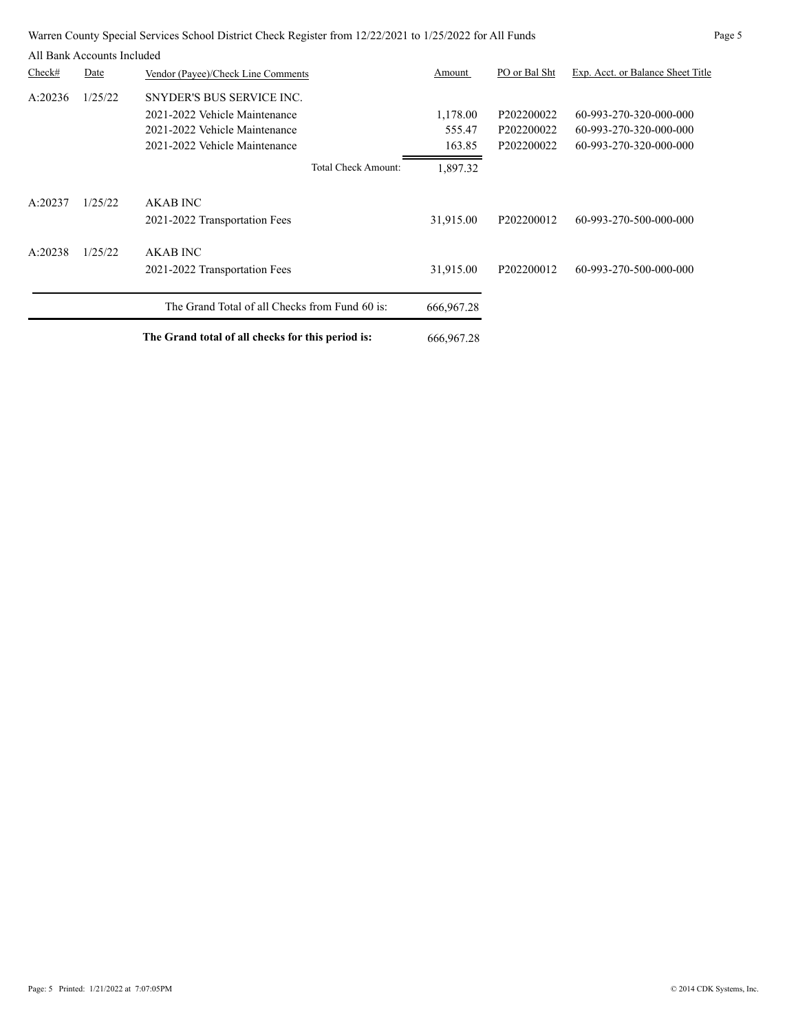Warren County Special Services School District Check Register from 12/22/2021 to 1/25/2022 for All Funds

All Bank Accounts Included

| Check# | Date | Vendor (Payee)/Check Line Comments | Amount | PO or Bal Sht | Exp. Acct. or Balance Sheet Title |
|---|---|---|---|---|---|
| A:20236 | 1/25/22 | SNYDER'S BUS SERVICE INC. | | | |
| | | 2021-2022 Vehicle Maintenance | 1,178.00 | P202200022 | 60-993-270-320-000-000 |
| | | 2021-2022 Vehicle Maintenance | 555.47 | P202200022 | 60-993-270-320-000-000 |
| | | 2021-2022 Vehicle Maintenance | 163.85 | P202200022 | 60-993-270-320-000-000 |
| | | Total Check Amount: | 1,897.32 | | |
| A:20237 | 1/25/22 | AKAB INC | | | |
| | | 2021-2022 Transportation Fees | 31,915.00 | P202200012 | 60-993-270-500-000-000 |
| A:20238 | 1/25/22 | AKAB INC | | | |
| | | 2021-2022 Transportation Fees | 31,915.00 | P202200012 | 60-993-270-500-000-000 |
| | | The Grand Total of all Checks from Fund 60 is: | 666,967.28 | | |
| | | **The Grand total of all checks for this period is:** | 666,967.28 | | |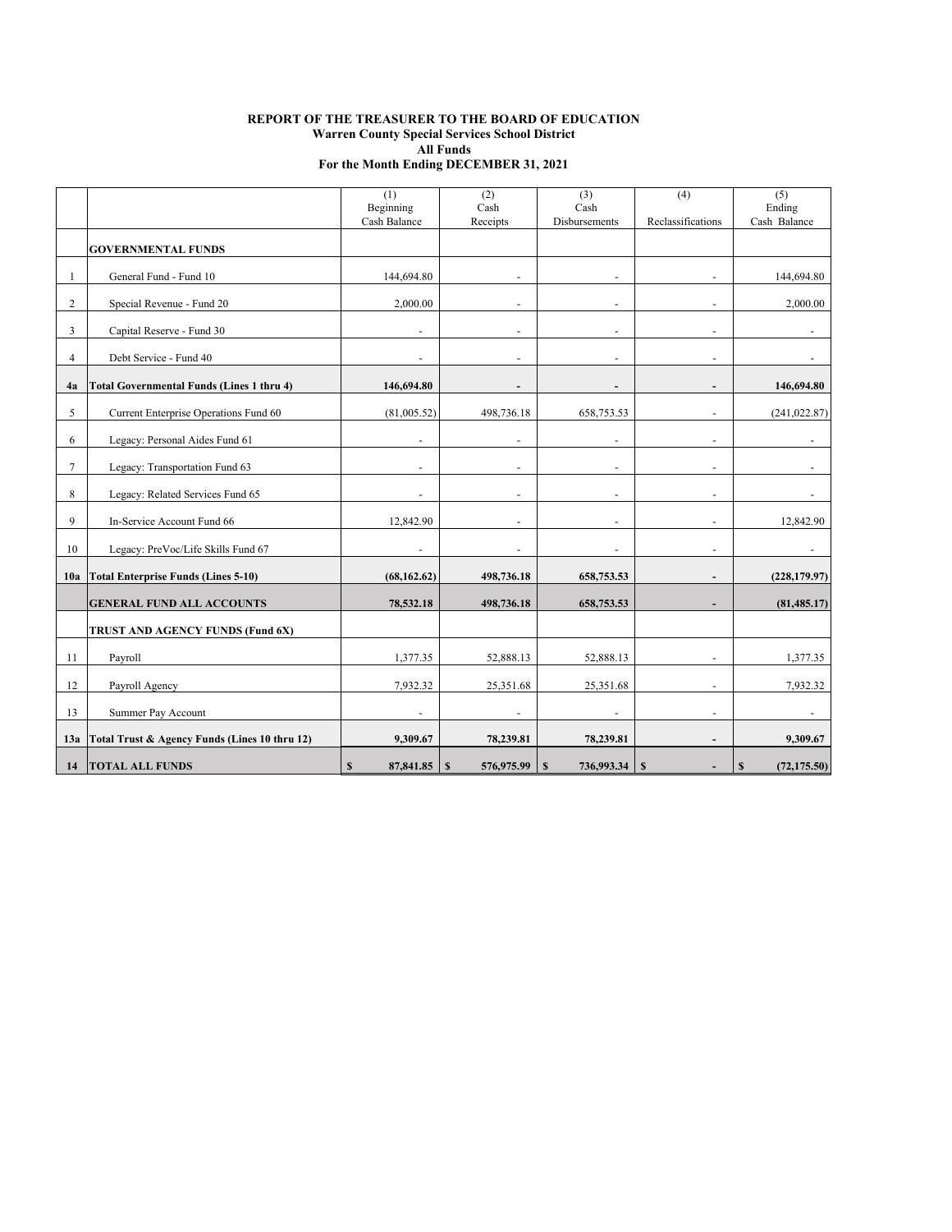**REPORT OF THE TREASURER TO THE BOARD OF EDUCATION**
**Warren County Special Services School District**
**All Funds**
**For the Month Ending DECEMBER 31, 2021**

| | | (1) Beginning Cash Balance | (2) Cash Receipts | (3) Cash Disbursements | (4) Reclassifications | (5) Ending Cash Balance |
|---|---|---|---|---|---|---|
| | **GOVERNMENTAL FUNDS** | | | | | |
| 1 | General Fund - Fund 10 | 144,694.80 | - | - | - | 144,694.80 |
| 2 | Special Revenue - Fund 20 | 2,000.00 | - | - | - | 2,000.00 |
| 3 | Capital Reserve - Fund 30 | - | - | - | - | - |
| 4 | Debt Service - Fund 40 | - | - | - | - | - |
| **4a** | **Total Governmental Funds (Lines 1 thru 4)** | **146,694.80** | **-** | **-** | **-** | **146,694.80** |
| 5 | Current Enterprise Operations Fund 60 | (81,005.52) | 498,736.18 | 658,753.53 | - | (241,022.87) |
| 6 | Legacy: Personal Aides Fund 61 | - | - | - | - | - |
| 7 | Legacy: Transportation Fund 63 | - | - | - | - | - |
| 8 | Legacy: Related Services Fund 65 | - | - | - | - | - |
| 9 | In-Service Account Fund 66 | 12,842.90 | - | - | - | 12,842.90 |
| 10 | Legacy: PreVoc/Life Skills Fund 67 | - | - | - | - | - |
| **10a** | **Total Enterprise Funds (Lines 5-10)** | **(68,162.62)** | **498,736.18** | **658,753.53** | **-** | **(228,179.97)** |
| | **GENERAL FUND ALL ACCOUNTS** | **78,532.18** | **498,736.18** | **658,753.53** | **-** | **(81,485.17)** |
| | **TRUST AND AGENCY FUNDS (Fund 6X)** | | | | | |
| 11 | Payroll | 1,377.35 | 52,888.13 | 52,888.13 | - | 1,377.35 |
| 12 | Payroll Agency | 7,932.32 | 25,351.68 | 25,351.68 | - | 7,932.32 |
| 13 | Summer Pay Account | - | - | - | - | - |
| **13a** | **Total Trust & Agency Funds (Lines 10 thru 12)** | **9,309.67** | **78,239.81** | **78,239.81** | **-** | **9,309.67** |
| **14** | **TOTAL ALL FUNDS** | **$ 87,841.85** | **$ 576,975.99** | **$ 736,993.34** | **$ -** | **$ (72,175.50)** |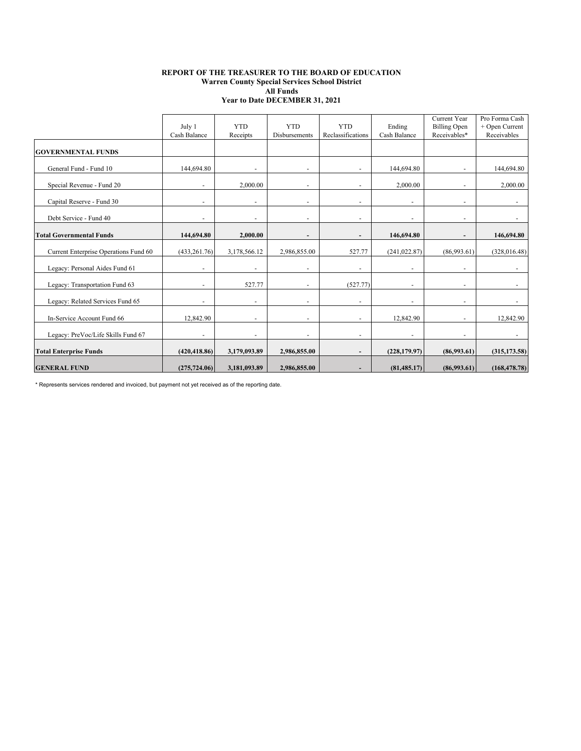**REPORT OF THE TREASURER TO THE BOARD OF EDUCATION**
**Warren County Special Services School District**
**All Funds**
**Year to Date DECEMBER 31, 2021**

| | July 1 Cash Balance | YTD Receipts | YTD Disbursements | YTD Reclassifications | Ending Cash Balance | Current Year Billing Open Receivables* | Pro Forma Cash + Open Current Receivables |
|---|---|---|---|---|---|---|---|
| **GOVERNMENTAL FUNDS** | | | | | | | |
| General Fund - Fund 10 | 144,694.80 | - | - | - | 144,694.80 | - | 144,694.80 |
| Special Revenue - Fund 20 | - | 2,000.00 | - | - | 2,000.00 | - | 2,000.00 |
| Capital Reserve - Fund 30 | - | - | - | - | - | - | - |
| Debt Service - Fund 40 | - | - | - | - | - | - | - |
| **Total Governmental Funds** | **144,694.80** | **2,000.00** | **-** | **-** | **146,694.80** | **-** | **146,694.80** |
| Current Enterprise Operations Fund 60 | (433,261.76) | 3,178,566.12 | 2,986,855.00 | 527.77 | (241,022.87) | (86,993.61) | (328,016.48) |
| Legacy: Personal Aides Fund 61 | - | - | - | - | - | - | - |
| Legacy: Transportation Fund 63 | - | 527.77 | - | (527.77) | - | - | - |
| Legacy: Related Services Fund 65 | - | - | - | - | - | - | - |
| In-Service Account Fund 66 | 12,842.90 | - | - | - | 12,842.90 | - | 12,842.90 |
| Legacy: PreVoc/Life Skills Fund 67 | - | - | - | - | - | - | - |
| **Total Enterprise Funds** | **(420,418.86)** | **3,179,093.89** | **2,986,855.00** | **-** | **(228,179.97)** | **(86,993.61)** | **(315,173.58)** |
| **GENERAL FUND** | **(275,724.06)** | **3,181,093.89** | **2,986,855.00** | **-** | **(81,485.17)** | **(86,993.61)** | **(168,478.78)** |

* Represents services rendered and invoiced, but payment not yet received as of the reporting date.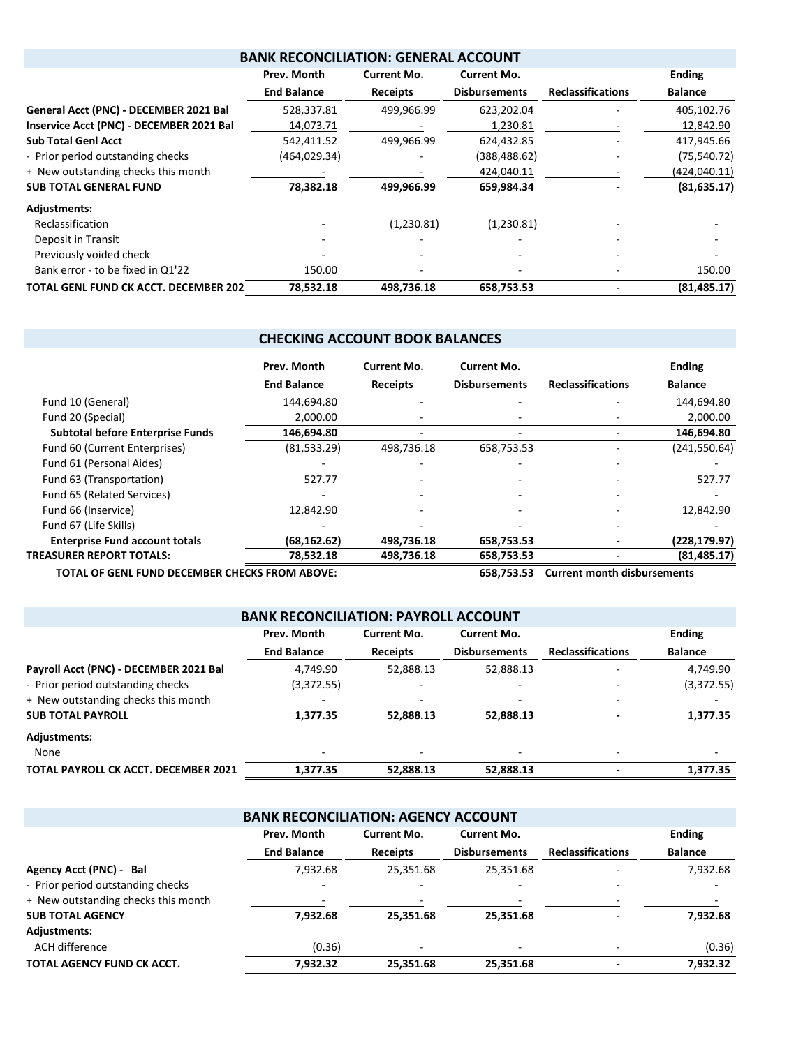## BANK RECONCILIATION: GENERAL ACCOUNT

| | Prev. Month End Balance | Current Mo. Receipts | Current Mo. Disbursements | Reclassifications | Ending Balance |
|---|---|---|---|---|---|
| **General Acct (PNC) - DECEMBER 2021 Bal** | 528,337.81 | 499,966.99 | 623,202.04 | - | 405,102.76 |
| **Inservice Acct (PNC) - DECEMBER 2021 Bal** | 14,073.71 | - | 1,230.81 | - | 12,842.90 |
| **Sub Total Genl Acct** | 542,411.52 | 499,966.99 | 624,432.85 | - | 417,945.66 |
| - Prior period outstanding checks | (464,029.34) | - | (388,488.62) | - | (75,540.72) |
| + New outstanding checks this month | - | - | 424,040.11 | - | (424,040.11) |
| **SUB TOTAL GENERAL FUND** | **78,382.18** | **499,966.99** | **659,984.34** | **-** | **(81,635.17)** |
| **Adjustments:** | | | | | |
| Reclassification | - | (1,230.81) | (1,230.81) | - | - |
| Deposit in Transit | - | - | - | - | - |
| Previously voided check | - | - | - | - | - |
| Bank error - to be fixed in Q1'22 | 150.00 | - | - | - | 150.00 |
| **TOTAL GENL FUND CK ACCT. DECEMBER 202** | **78,532.18** | **498,736.18** | **658,753.53** | **-** | **(81,485.17)** |

## CHECKING ACCOUNT BOOK BALANCES

| | Prev. Month End Balance | Current Mo. Receipts | Current Mo. Disbursements | Reclassifications | Ending Balance |
|---|---|---|---|---|---|
| Fund 10 (General) | 144,694.80 | - | - | - | 144,694.80 |
| Fund 20 (Special) | 2,000.00 | - | - | - | 2,000.00 |
| **Subtotal before Enterprise Funds** | **146,694.80** | **-** | **-** | **-** | **146,694.80** |
| Fund 60 (Current Enterprises) | (81,533.29) | 498,736.18 | 658,753.53 | - | (241,550.64) |
| Fund 61 (Personal Aides) | - | - | - | - | - |
| Fund 63 (Transportation) | 527.77 | - | - | - | 527.77 |
| Fund 65 (Related Services) | - | - | - | - | - |
| Fund 66 (Inservice) | 12,842.90 | - | - | - | 12,842.90 |
| Fund 67 (Life Skills) | - | - | - | - | - |
| **Enterprise Fund account totals** | **(68,162.62)** | **498,736.18** | **658,753.53** | **-** | **(228,179.97)** |
| **TREASURER REPORT TOTALS:** | **78,532.18** | **498,736.18** | **658,753.53** | **-** | **(81,485.17)** |
| **TOTAL OF GENL FUND DECEMBER CHECKS FROM ABOVE:** | | | **658,753.53** | **Current month disbursements** | |

## BANK RECONCILIATION: PAYROLL ACCOUNT

| | Prev. Month End Balance | Current Mo. Receipts | Current Mo. Disbursements | Reclassifications | Ending Balance |
|---|---|---|---|---|---|
| **Payroll Acct (PNC) - DECEMBER 2021 Bal** | 4,749.90 | 52,888.13 | 52,888.13 | - | 4,749.90 |
| - Prior period outstanding checks | (3,372.55) | - | - | - | (3,372.55) |
| + New outstanding checks this month | - | - | - | - | - |
| **SUB TOTAL PAYROLL** | **1,377.35** | **52,888.13** | **52,888.13** | **-** | **1,377.35** |
| **Adjustments:** | | | | | |
| None | - | - | - | - | - |
| **TOTAL PAYROLL CK ACCT. DECEMBER 2021** | **1,377.35** | **52,888.13** | **52,888.13** | **-** | **1,377.35** |

## BANK RECONCILIATION: AGENCY ACCOUNT

| | Prev. Month End Balance | Current Mo. Receipts | Current Mo. Disbursements | Reclassifications | Ending Balance |
|---|---|---|---|---|---|
| **Agency Acct (PNC) - Bal** | 7,932.68 | 25,351.68 | 25,351.68 | - | 7,932.68 |
| - Prior period outstanding checks | - | - | - | - | - |
| + New outstanding checks this month | - | - | - | - | - |
| **SUB TOTAL AGENCY** | **7,932.68** | **25,351.68** | **25,351.68** | **-** | **7,932.68** |
| **Adjustments:** | | | | | |
| ACH difference | (0.36) | - | - | - | (0.36) |
| **TOTAL AGENCY FUND CK ACCT.** | **7,932.32** | **25,351.68** | **25,351.68** | **-** | **7,932.32** |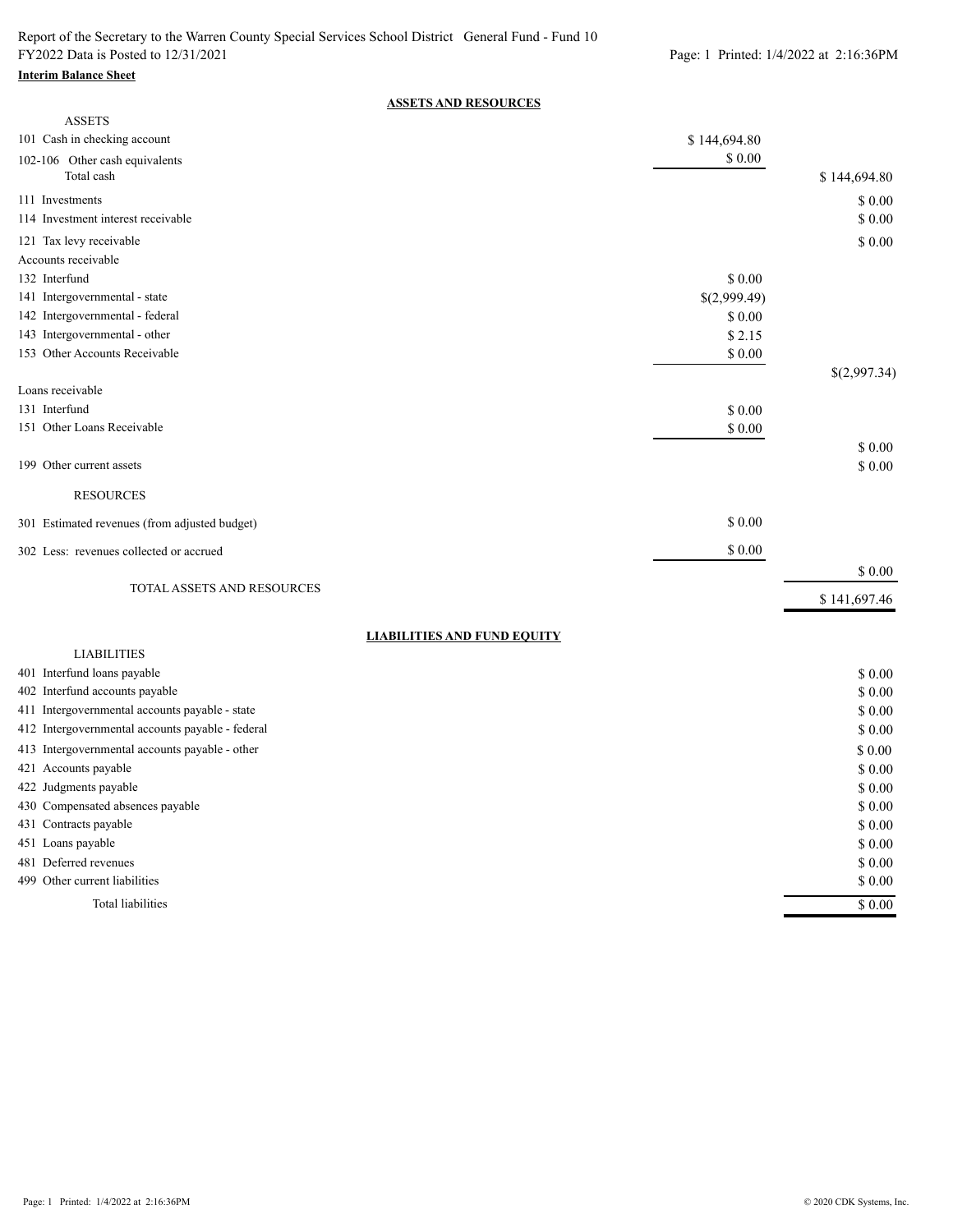Report of the Secretary to the Warren County Special Services School District General Fund - Fund 10
FY2022 Data is Posted to 12/31/2021

**Interim Balance Sheet**

## ASSETS AND RESOURCES

| | | |
|---|---|---|
| ASSETS | | |
| 101 Cash in checking account | $ 144,694.80 | |
| 102-106 Other cash equivalents | $ 0.00 | |
| Total cash | | $ 144,694.80 |
| 111 Investments | | $ 0.00 |
| 114 Investment interest receivable | | $ 0.00 |
| 121 Tax levy receivable | | $ 0.00 |
| Accounts receivable | | |
| 132 Interfund | $ 0.00 | |
| 141 Intergovernmental - state | $(2,999.49) | |
| 142 Intergovernmental - federal | $ 0.00 | |
| 143 Intergovernmental - other | $ 2.15 | |
| 153 Other Accounts Receivable | $ 0.00 | |
| | | $(2,997.34) |
| Loans receivable | | |
| 131 Interfund | $ 0.00 | |
| 151 Other Loans Receivable | $ 0.00 | |
| | | $ 0.00 |
| 199 Other current assets | | $ 0.00 |
| RESOURCES | | |
| 301 Estimated revenues (from adjusted budget) | $ 0.00 | |
| 302 Less: revenues collected or accrued | $ 0.00 | |
| | | $ 0.00 |
| TOTAL ASSETS AND RESOURCES | | $ 141,697.46 |

## LIABILITIES AND FUND EQUITY

| | |
|---|---|
| LIABILITIES | |
| 401 Interfund loans payable | $ 0.00 |
| 402 Interfund accounts payable | $ 0.00 |
| 411 Intergovernmental accounts payable - state | $ 0.00 |
| 412 Intergovernmental accounts payable - federal | $ 0.00 |
| 413 Intergovernmental accounts payable - other | $ 0.00 |
| 421 Accounts payable | $ 0.00 |
| 422 Judgments payable | $ 0.00 |
| 430 Compensated absences payable | $ 0.00 |
| 431 Contracts payable | $ 0.00 |
| 451 Loans payable | $ 0.00 |
| 481 Deferred revenues | $ 0.00 |
| 499 Other current liabilities | $ 0.00 |
| Total liabilities | $ 0.00 |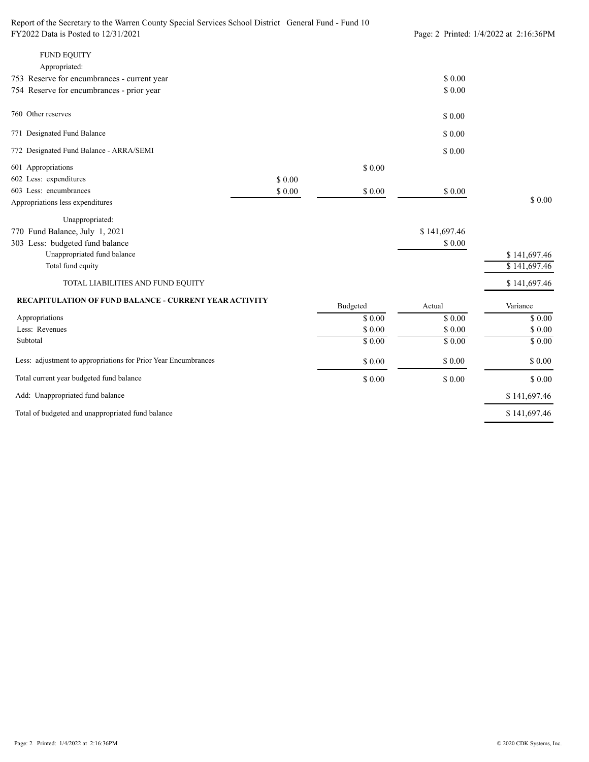FUND EQUITY

Appropriated:

| | | | | |
|---|---|---|---|---|
| 753 Reserve for encumbrances - current year | | | $ 0.00 | |
| 754 Reserve for encumbrances - prior year | | | $ 0.00 | |
| 760 Other reserves | | | $ 0.00 | |
| 771 Designated Fund Balance | | | $ 0.00 | |
| 772 Designated Fund Balance - ARRA/SEMI | | | $ 0.00 | |
| 601 Appropriations | | $ 0.00 | | |
| 602 Less: expenditures | $ 0.00 | | | |
| 603 Less: encumbrances | $ 0.00 | $ 0.00 | $ 0.00 | |
| Appropriations less expenditures | | | | $ 0.00 |

Unappropriated:

| | | | | |
|---|---|---|---|---|
| 770 Fund Balance, July 1, 2021 | | | $ 141,697.46 | |
| 303 Less: budgeted fund balance | | | $ 0.00 | |
| Unappropriated fund balance | | | | $ 141,697.46 |
| Total fund equity | | | | $ 141,697.46 |
| TOTAL LIABILITIES AND FUND EQUITY | | | | $ 141,697.46 |

**RECAPITULATION OF FUND BALANCE - CURRENT YEAR ACTIVITY**

| | Budgeted | Actual | Variance |
|---|---|---|---|
| Appropriations | $ 0.00 | $ 0.00 | $ 0.00 |
| Less: Revenues | $ 0.00 | $ 0.00 | $ 0.00 |
| Subtotal | $ 0.00 | $ 0.00 | $ 0.00 |
| Less: adjustment to appropriations for Prior Year Encumbrances | $ 0.00 | $ 0.00 | $ 0.00 |
| Total current year budgeted fund balance | $ 0.00 | $ 0.00 | $ 0.00 |
| Add: Unappropriated fund balance | | | $ 141,697.46 |
| Total of budgeted and unappropriated fund balance | | | $ 141,697.46 |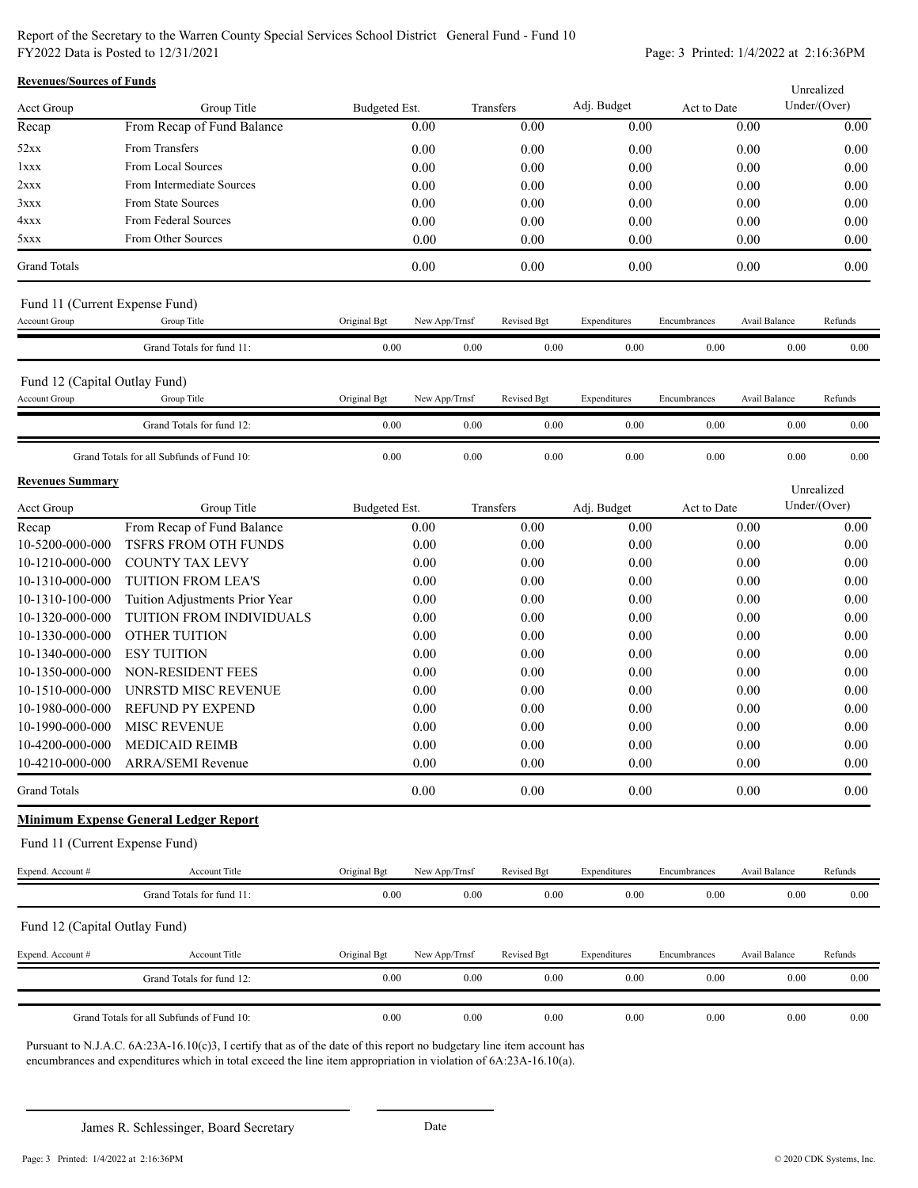Report of the Secretary to the Warren County Special Services School District General Fund - Fund 10
FY2022 Data is Posted to 12/31/2021

**Revenues/Sources of Funds**

| Acct Group | Group Title | Budgeted Est. | Transfers | Adj. Budget | Act to Date | Unrealized Under/(Over) |
|---|---|---|---|---|---|---|
| Recap | From Recap of Fund Balance | 0.00 | 0.00 | 0.00 | 0.00 | 0.00 |
| 52xx | From Transfers | 0.00 | 0.00 | 0.00 | 0.00 | 0.00 |
| 1xxx | From Local Sources | 0.00 | 0.00 | 0.00 | 0.00 | 0.00 |
| 2xxx | From Intermediate Sources | 0.00 | 0.00 | 0.00 | 0.00 | 0.00 |
| 3xxx | From State Sources | 0.00 | 0.00 | 0.00 | 0.00 | 0.00 |
| 4xxx | From Federal Sources | 0.00 | 0.00 | 0.00 | 0.00 | 0.00 |
| 5xxx | From Other Sources | 0.00 | 0.00 | 0.00 | 0.00 | 0.00 |
| Grand Totals | | 0.00 | 0.00 | 0.00 | 0.00 | 0.00 |

Fund 11 (Current Expense Fund)

| Account Group | Group Title | Original Bgt | New App/Trnsf | Revised Bgt | Expenditures | Encumbrances | Avail Balance | Refunds |
|---|---|---|---|---|---|---|---|---|
| | Grand Totals for fund 11: | 0.00 | 0.00 | 0.00 | 0.00 | 0.00 | 0.00 | 0.00 |

Fund 12 (Capital Outlay Fund)

| Account Group | Group Title | Original Bgt | New App/Trnsf | Revised Bgt | Expenditures | Encumbrances | Avail Balance | Refunds |
|---|---|---|---|---|---|---|---|---|
| | Grand Totals for fund 12: | 0.00 | 0.00 | 0.00 | 0.00 | 0.00 | 0.00 | 0.00 |
| | Grand Totals for all Subfunds of Fund 10: | 0.00 | 0.00 | 0.00 | 0.00 | 0.00 | 0.00 | 0.00 |

**Revenues Summary**

| Acct Group | Group Title | Budgeted Est. | Transfers | Adj. Budget | Act to Date | Unrealized Under/(Over) |
|---|---|---|---|---|---|---|
| Recap | From Recap of Fund Balance | 0.00 | 0.00 | 0.00 | 0.00 | 0.00 |
| 10-5200-000-000 | TSFRS FROM OTH FUNDS | 0.00 | 0.00 | 0.00 | 0.00 | 0.00 |
| 10-1210-000-000 | COUNTY TAX LEVY | 0.00 | 0.00 | 0.00 | 0.00 | 0.00 |
| 10-1310-000-000 | TUITION FROM LEA'S | 0.00 | 0.00 | 0.00 | 0.00 | 0.00 |
| 10-1310-100-000 | Tuition Adjustments Prior Year | 0.00 | 0.00 | 0.00 | 0.00 | 0.00 |
| 10-1320-000-000 | TUITION FROM INDIVIDUALS | 0.00 | 0.00 | 0.00 | 0.00 | 0.00 |
| 10-1330-000-000 | OTHER TUITION | 0.00 | 0.00 | 0.00 | 0.00 | 0.00 |
| 10-1340-000-000 | ESY TUITION | 0.00 | 0.00 | 0.00 | 0.00 | 0.00 |
| 10-1350-000-000 | NON-RESIDENT FEES | 0.00 | 0.00 | 0.00 | 0.00 | 0.00 |
| 10-1510-000-000 | UNRSTD MISC REVENUE | 0.00 | 0.00 | 0.00 | 0.00 | 0.00 |
| 10-1980-000-000 | REFUND PY EXPEND | 0.00 | 0.00 | 0.00 | 0.00 | 0.00 |
| 10-1990-000-000 | MISC REVENUE | 0.00 | 0.00 | 0.00 | 0.00 | 0.00 |
| 10-4200-000-000 | MEDICAID REIMB | 0.00 | 0.00 | 0.00 | 0.00 | 0.00 |
| 10-4210-000-000 | ARRA/SEMI Revenue | 0.00 | 0.00 | 0.00 | 0.00 | 0.00 |
| Grand Totals | | 0.00 | 0.00 | 0.00 | 0.00 | 0.00 |

**Minimum Expense General Ledger Report**

Fund 11 (Current Expense Fund)

| Expend. Account # | Account Title | Original Bgt | New App/Trnsf | Revised Bgt | Expenditures | Encumbrances | Avail Balance | Refunds |
|---|---|---|---|---|---|---|---|---|
| | Grand Totals for fund 11: | 0.00 | 0.00 | 0.00 | 0.00 | 0.00 | 0.00 | 0.00 |

Fund 12 (Capital Outlay Fund)

| Expend. Account # | Account Title | Original Bgt | New App/Trnsf | Revised Bgt | Expenditures | Encumbrances | Avail Balance | Refunds |
|---|---|---|---|---|---|---|---|---|
| | Grand Totals for fund 12: | 0.00 | 0.00 | 0.00 | 0.00 | 0.00 | 0.00 | 0.00 |
| | Grand Totals for all Subfunds of Fund 10: | 0.00 | 0.00 | 0.00 | 0.00 | 0.00 | 0.00 | 0.00 |

Pursuant to N.J.A.C. 6A:23A-16.10(c)3, I certify that as of the date of this report no budgetary line item account has encumbrances and expenditures which in total exceed the line item appropriation in violation of 6A:23A-16.10(a).

James R. Schlessinger, Board Secretary

Date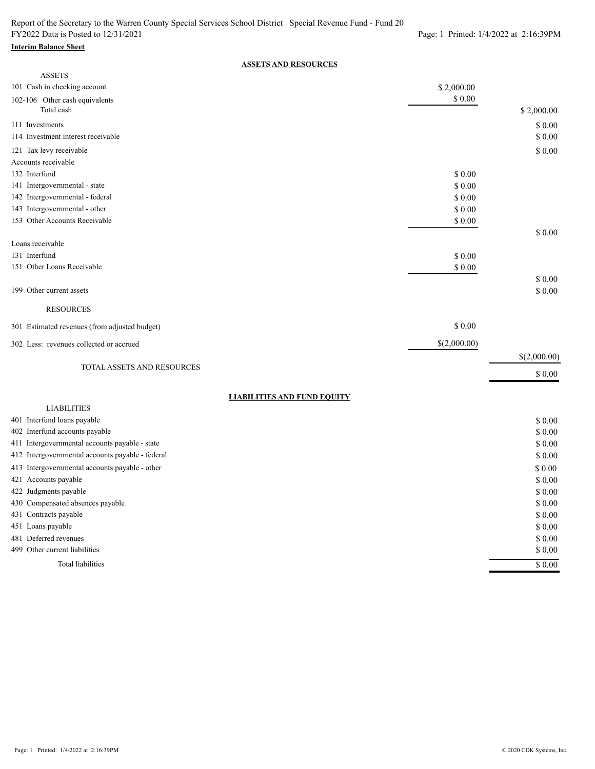Report of the Secretary to the Warren County Special Services School District Special Revenue Fund - Fund 20
FY2022 Data is Posted to 12/31/2021

**Interim Balance Sheet**

## ASSETS AND RESOURCES

| | | |
|---|---|---|
| **ASSETS** | | |
| 101 Cash in checking account | $ 2,000.00 | |
| 102-106 Other cash equivalents | $ 0.00 | |
| Total cash | | $ 2,000.00 |
| 111 Investments | | $ 0.00 |
| 114 Investment interest receivable | | $ 0.00 |
| 121 Tax levy receivable | | $ 0.00 |
| Accounts receivable | | |
| 132 Interfund | $ 0.00 | |
| 141 Intergovernmental - state | $ 0.00 | |
| 142 Intergovernmental - federal | $ 0.00 | |
| 143 Intergovernmental - other | $ 0.00 | |
| 153 Other Accounts Receivable | $ 0.00 | |
| | | $ 0.00 |
| Loans receivable | | |
| 131 Interfund | $ 0.00 | |
| 151 Other Loans Receivable | $ 0.00 | |
| | | $ 0.00 |
| 199 Other current assets | | $ 0.00 |
| **RESOURCES** | | |
| 301 Estimated revenues (from adjusted budget) | $ 0.00 | |
| 302 Less: revenues collected or accrued | $(2,000.00) | |
| | | $(2,000.00) |
| TOTAL ASSETS AND RESOURCES | | $ 0.00 |

## LIABILITIES AND FUND EQUITY

| | |
|---|---|
| **LIABILITIES** | |
| 401 Interfund loans payable | $ 0.00 |
| 402 Interfund accounts payable | $ 0.00 |
| 411 Intergovernmental accounts payable - state | $ 0.00 |
| 412 Intergovernmental accounts payable - federal | $ 0.00 |
| 413 Intergovernmental accounts payable - other | $ 0.00 |
| 421 Accounts payable | $ 0.00 |
| 422 Judgments payable | $ 0.00 |
| 430 Compensated absences payable | $ 0.00 |
| 431 Contracts payable | $ 0.00 |
| 451 Loans payable | $ 0.00 |
| 481 Deferred revenues | $ 0.00 |
| 499 Other current liabilities | $ 0.00 |
| Total liabilities | $ 0.00 |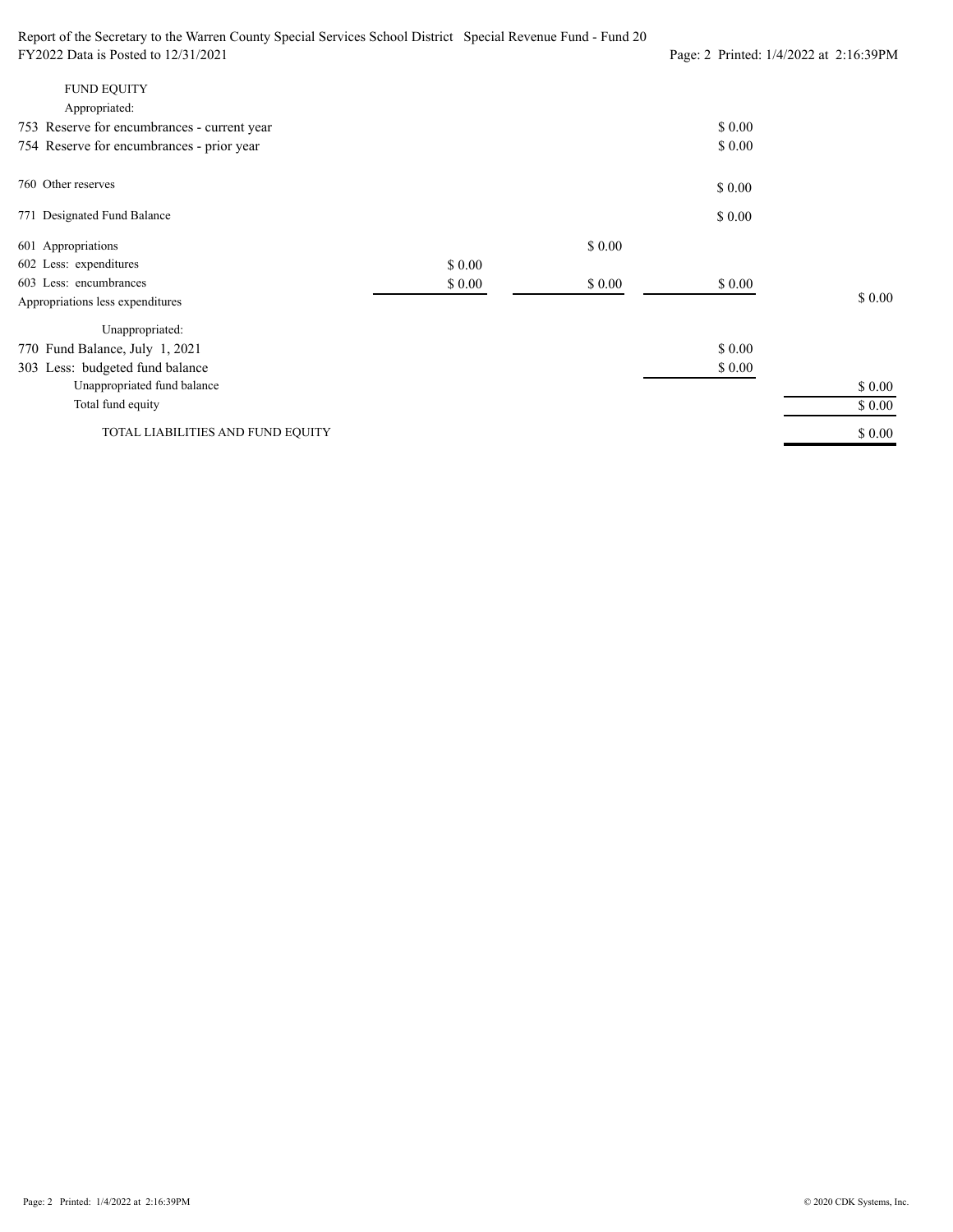| | | | | |
|---|---|---|---|---|
| **FUND EQUITY** | | | | |
| Appropriated: | | | | |
| 753 Reserve for encumbrances - current year | | | $ 0.00 | |
| 754 Reserve for encumbrances - prior year | | | $ 0.00 | |
| 760 Other reserves | | | $ 0.00 | |
| 771 Designated Fund Balance | | | $ 0.00 | |
| 601 Appropriations | | $ 0.00 | | |
| 602 Less: expenditures | $ 0.00 | | | |
| 603 Less: encumbrances | $ 0.00 | $ 0.00 | $ 0.00 | |
| Appropriations less expenditures | | | | $ 0.00 |
| Unappropriated: | | | | |
| 770 Fund Balance, July 1, 2021 | | | $ 0.00 | |
| 303 Less: budgeted fund balance | | | $ 0.00 | |
| Unappropriated fund balance | | | | $ 0.00 |
| Total fund equity | | | | $ 0.00 |
| TOTAL LIABILITIES AND FUND EQUITY | | | | $ 0.00 |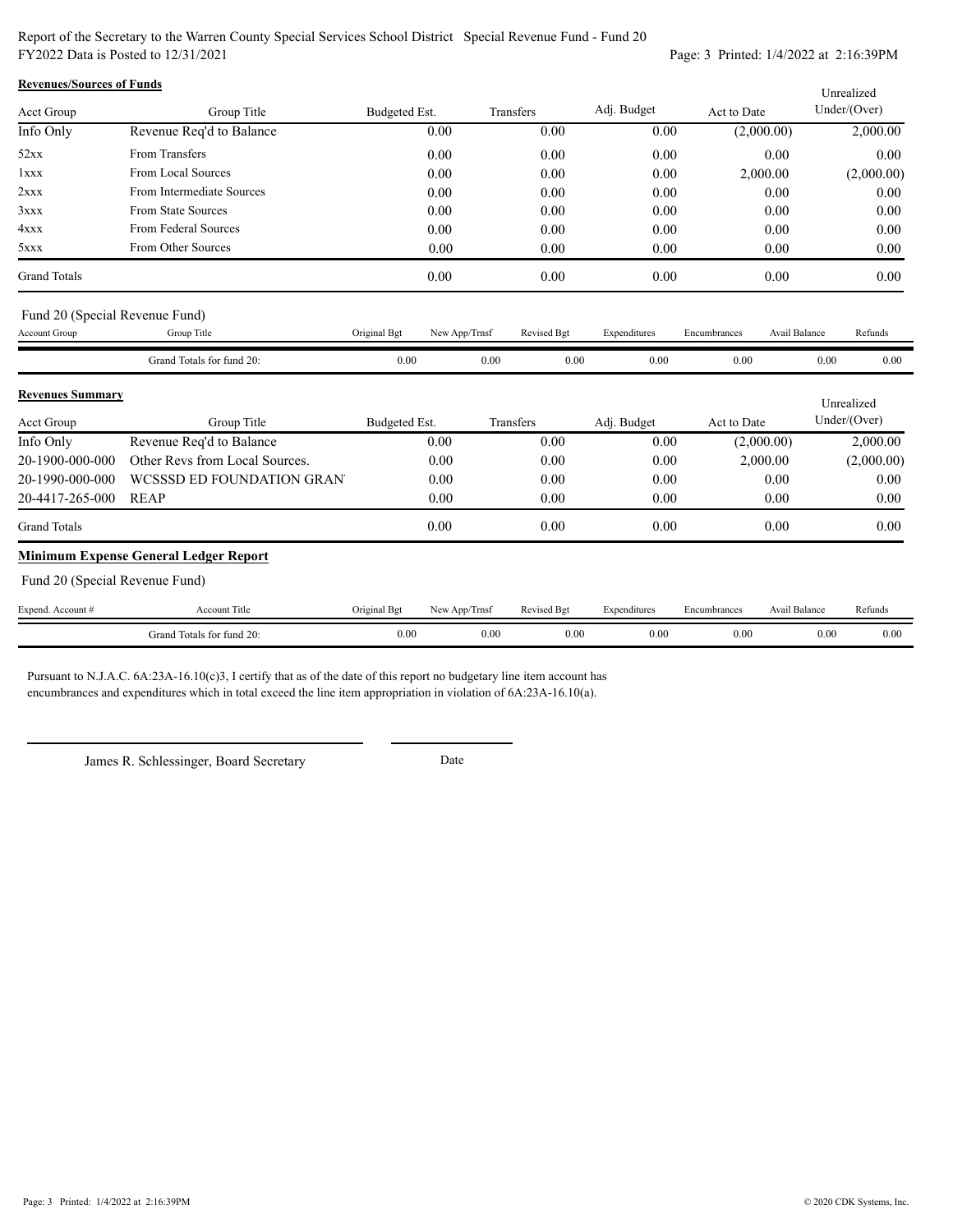Report of the Secretary to the Warren County Special Services School District Special Revenue Fund - Fund 20
FY2022 Data is Posted to 12/31/2021

**Revenues/Sources of Funds**

| Acct Group | Group Title | Budgeted Est. | Transfers | Adj. Budget | Act to Date | Unrealized Under/(Over) |
|---|---|---|---|---|---|---|
| Info Only | Revenue Req'd to Balance | 0.00 | 0.00 | 0.00 | (2,000.00) | 2,000.00 |
| 52xx | From Transfers | 0.00 | 0.00 | 0.00 | 0.00 | 0.00 |
| 1xxx | From Local Sources | 0.00 | 0.00 | 0.00 | 2,000.00 | (2,000.00) |
| 2xxx | From Intermediate Sources | 0.00 | 0.00 | 0.00 | 0.00 | 0.00 |
| 3xxx | From State Sources | 0.00 | 0.00 | 0.00 | 0.00 | 0.00 |
| 4xxx | From Federal Sources | 0.00 | 0.00 | 0.00 | 0.00 | 0.00 |
| 5xxx | From Other Sources | 0.00 | 0.00 | 0.00 | 0.00 | 0.00 |
| Grand Totals | | 0.00 | 0.00 | 0.00 | 0.00 | 0.00 |

Fund 20 (Special Revenue Fund)

| Account Group | Group Title | Original Bgt | New App/Trnsf | Revised Bgt | Expenditures | Encumbrances | Avail Balance | Refunds |
|---|---|---|---|---|---|---|---|---|
| | Grand Totals for fund 20: | 0.00 | 0.00 | 0.00 | 0.00 | 0.00 | 0.00 | 0.00 |

**Revenues Summary**

| Acct Group | Group Title | Budgeted Est. | Transfers | Adj. Budget | Act to Date | Unrealized Under/(Over) |
|---|---|---|---|---|---|---|
| Info Only | Revenue Req'd to Balance | 0.00 | 0.00 | 0.00 | (2,000.00) | 2,000.00 |
| 20-1900-000-000 | Other Revs from Local Sources. | 0.00 | 0.00 | 0.00 | 2,000.00 | (2,000.00) |
| 20-1990-000-000 | WCSSSD ED FOUNDATION GRAN | 0.00 | 0.00 | 0.00 | 0.00 | 0.00 |
| 20-4417-265-000 | REAP | 0.00 | 0.00 | 0.00 | 0.00 | 0.00 |
| Grand Totals | | 0.00 | 0.00 | 0.00 | 0.00 | 0.00 |

**Minimum Expense General Ledger Report**

Fund 20 (Special Revenue Fund)

| Expend. Account # | Account Title | Original Bgt | New App/Trnsf | Revised Bgt | Expenditures | Encumbrances | Avail Balance | Refunds |
|---|---|---|---|---|---|---|---|---|
| | Grand Totals for fund 20: | 0.00 | 0.00 | 0.00 | 0.00 | 0.00 | 0.00 | 0.00 |

Pursuant to N.J.A.C. 6A:23A-16.10(c)3, I certify that as of the date of this report no budgetary line item account has encumbrances and expenditures which in total exceed the line item appropriation in violation of 6A:23A-16.10(a).

James R. Schlessinger, Board Secretary

Date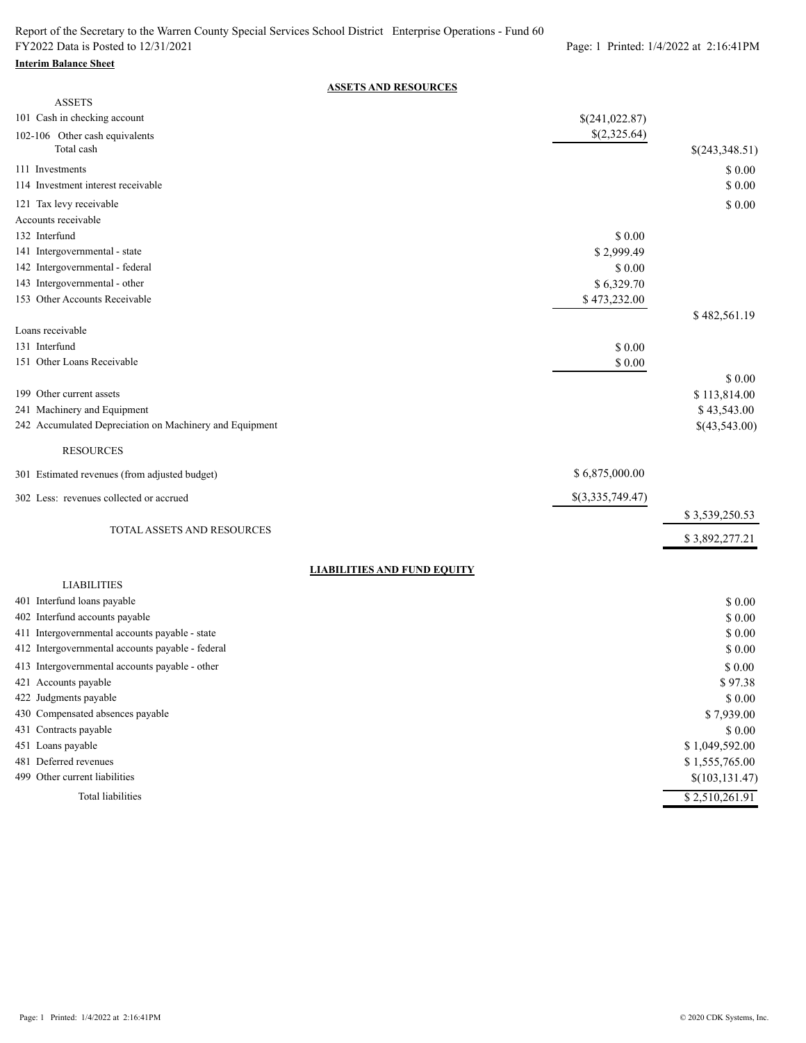Report of the Secretary to the Warren County Special Services School District Enterprise Operations - Fund 60
FY2022 Data is Posted to 12/31/2021

**Interim Balance Sheet**

## ASSETS AND RESOURCES

| | | |
|---|---|---|
| **ASSETS** | | |
| 101 Cash in checking account | $(241,022.87) | |
| 102-106 Other cash equivalents | $(2,325.64) | |
| Total cash | | $(243,348.51) |
| 111 Investments | | $ 0.00 |
| 114 Investment interest receivable | | $ 0.00 |
| 121 Tax levy receivable | | $ 0.00 |
| Accounts receivable | | |
| 132 Interfund | $ 0.00 | |
| 141 Intergovernmental - state | $ 2,999.49 | |
| 142 Intergovernmental - federal | $ 0.00 | |
| 143 Intergovernmental - other | $ 6,329.70 | |
| 153 Other Accounts Receivable | $ 473,232.00 | |
| | | $ 482,561.19 |
| Loans receivable | | |
| 131 Interfund | $ 0.00 | |
| 151 Other Loans Receivable | $ 0.00 | |
| | | $ 0.00 |
| 199 Other current assets | | $ 113,814.00 |
| 241 Machinery and Equipment | | $ 43,543.00 |
| 242 Accumulated Depreciation on Machinery and Equipment | | $(43,543.00) |
| **RESOURCES** | | |
| 301 Estimated revenues (from adjusted budget) | $ 6,875,000.00 | |
| 302 Less: revenues collected or accrued | $(3,335,749.47) | |
| | | $ 3,539,250.53 |
| TOTAL ASSETS AND RESOURCES | | $ 3,892,277.21 |

## LIABILITIES AND FUND EQUITY

| | |
|---|---|
| **LIABILITIES** | |
| 401 Interfund loans payable | $ 0.00 |
| 402 Interfund accounts payable | $ 0.00 |
| 411 Intergovernmental accounts payable - state | $ 0.00 |
| 412 Intergovernmental accounts payable - federal | $ 0.00 |
| 413 Intergovernmental accounts payable - other | $ 0.00 |
| 421 Accounts payable | $ 97.38 |
| 422 Judgments payable | $ 0.00 |
| 430 Compensated absences payable | $ 7,939.00 |
| 431 Contracts payable | $ 0.00 |
| 451 Loans payable | $ 1,049,592.00 |
| 481 Deferred revenues | $ 1,555,765.00 |
| 499 Other current liabilities | $(103,131.47) |
| Total liabilities | $ 2,510,261.91 |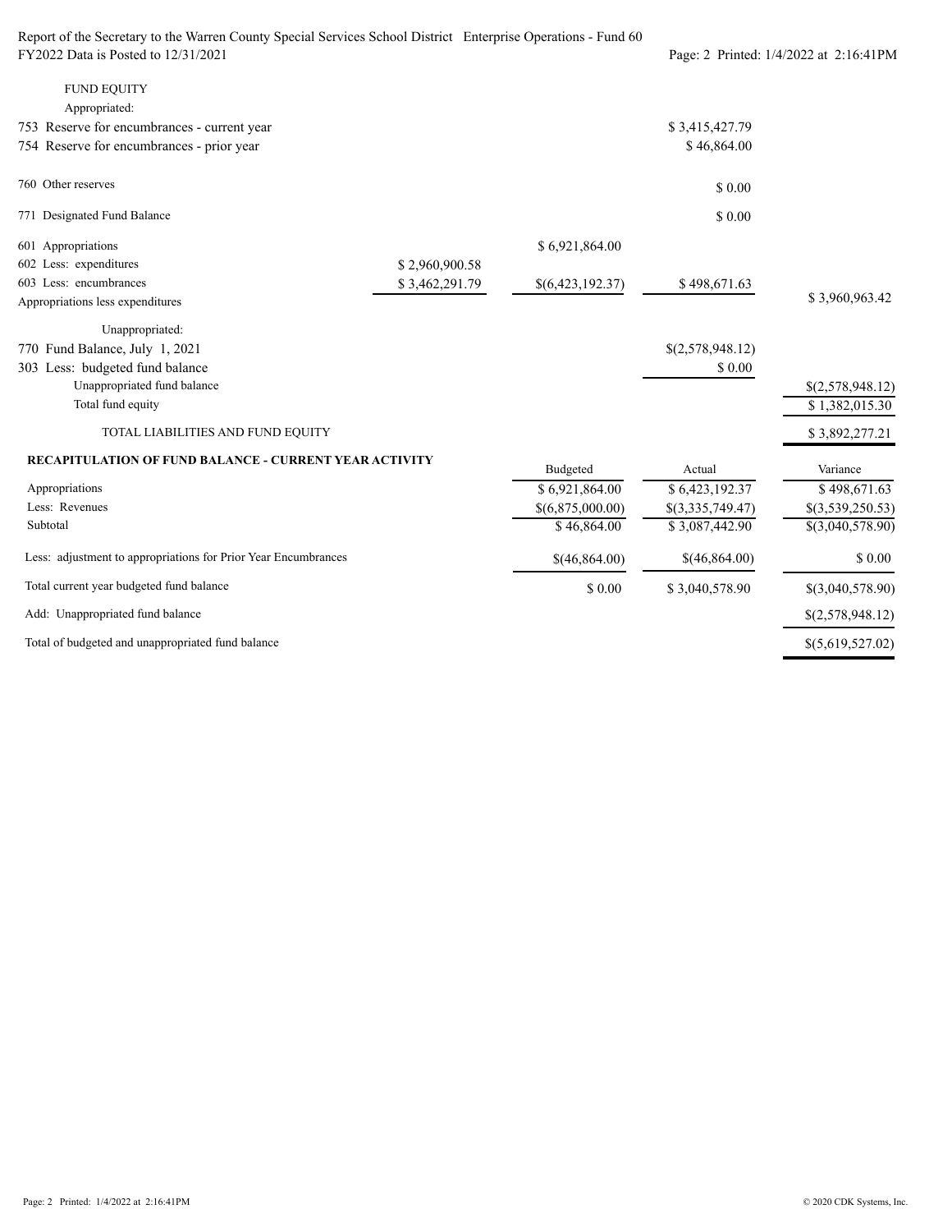Report of the Secretary to the Warren County Special Services School District Enterprise Operations - Fund 60
FY2022 Data is Posted to 12/31/2021

| | | | | |
|---|---|---|---|---|
| FUND EQUITY | | | | |
| Appropriated: | | | | |
| 753 Reserve for encumbrances - current year | | | $ 3,415,427.79 | |
| 754 Reserve for encumbrances - prior year | | | $ 46,864.00 | |
| 760 Other reserves | | | $ 0.00 | |
| 771 Designated Fund Balance | | | $ 0.00 | |
| 601 Appropriations | | $ 6,921,864.00 | | |
| 602 Less: expenditures | $ 2,960,900.58 | | | |
| 603 Less: encumbrances | $ 3,462,291.79 | $(6,423,192.37) | $ 498,671.63 | |
| Appropriations less expenditures | | | | $ 3,960,963.42 |
| Unappropriated: | | | | |
| 770 Fund Balance, July 1, 2021 | | | $(2,578,948.12) | |
| 303 Less: budgeted fund balance | | | $ 0.00 | |
| Unappropriated fund balance | | | | $(2,578,948.12) |
| Total fund equity | | | | $ 1,382,015.30 |
| TOTAL LIABILITIES AND FUND EQUITY | | | | $ 3,892,277.21 |

**RECAPITULATION OF FUND BALANCE - CURRENT YEAR ACTIVITY**

| | Budgeted | Actual | Variance |
|---|---|---|---|
| Appropriations | $ 6,921,864.00 | $ 6,423,192.37 | $ 498,671.63 |
| Less: Revenues | $(6,875,000.00) | $(3,335,749.47) | $(3,539,250.53) |
| Subtotal | $ 46,864.00 | $ 3,087,442.90 | $(3,040,578.90) |
| Less: adjustment to appropriations for Prior Year Encumbrances | $(46,864.00) | $(46,864.00) | $ 0.00 |
| Total current year budgeted fund balance | $ 0.00 | $ 3,040,578.90 | $(3,040,578.90) |
| Add: Unappropriated fund balance | | | $(2,578,948.12) |
| Total of budgeted and unappropriated fund balance | | | $(5,619,527.02) |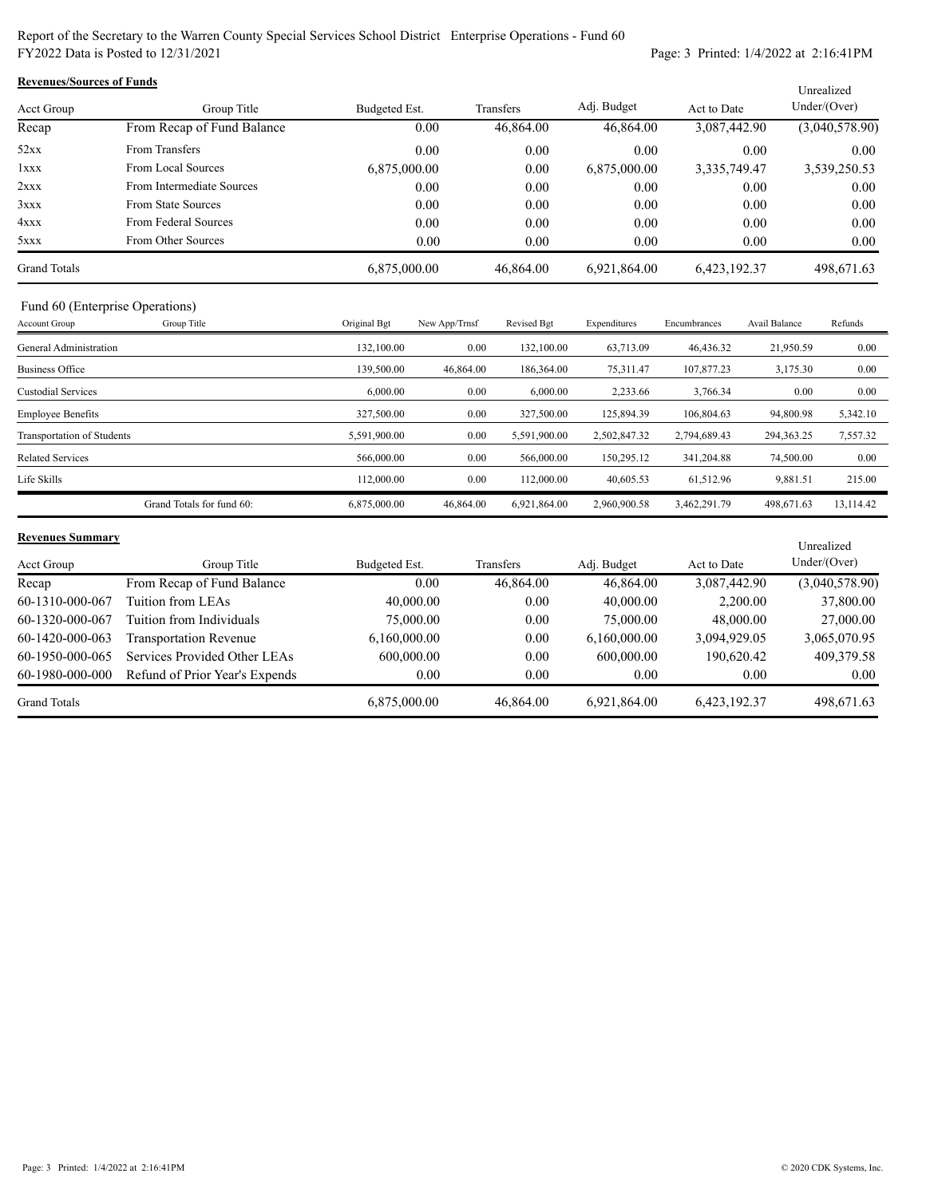Report of the Secretary to the Warren County Special Services School District Enterprise Operations - Fund 60
FY2022 Data is Posted to 12/31/2021

**Revenues/Sources of Funds**

| Acct Group | Group Title | Budgeted Est. | Transfers | Adj. Budget | Act to Date | Unrealized Under/(Over) |
|---|---|---|---|---|---|---|
| Recap | From Recap of Fund Balance | 0.00 | 46,864.00 | 46,864.00 | 3,087,442.90 | (3,040,578.90) |
| 52xx | From Transfers | 0.00 | 0.00 | 0.00 | 0.00 | 0.00 |
| 1xxx | From Local Sources | 6,875,000.00 | 0.00 | 6,875,000.00 | 3,335,749.47 | 3,539,250.53 |
| 2xxx | From Intermediate Sources | 0.00 | 0.00 | 0.00 | 0.00 | 0.00 |
| 3xxx | From State Sources | 0.00 | 0.00 | 0.00 | 0.00 | 0.00 |
| 4xxx | From Federal Sources | 0.00 | 0.00 | 0.00 | 0.00 | 0.00 |
| 5xxx | From Other Sources | 0.00 | 0.00 | 0.00 | 0.00 | 0.00 |
| Grand Totals | | 6,875,000.00 | 46,864.00 | 6,921,864.00 | 6,423,192.37 | 498,671.63 |

Fund 60 (Enterprise Operations)

| Account Group | Group Title | Original Bgt | New App/Trnsf | Revised Bgt | Expenditures | Encumbrances | Avail Balance | Refunds |
|---|---|---|---|---|---|---|---|---|
| General Administration | | 132,100.00 | 0.00 | 132,100.00 | 63,713.09 | 46,436.32 | 21,950.59 | 0.00 |
| Business Office | | 139,500.00 | 46,864.00 | 186,364.00 | 75,311.47 | 107,877.23 | 3,175.30 | 0.00 |
| Custodial Services | | 6,000.00 | 0.00 | 6,000.00 | 2,233.66 | 3,766.34 | 0.00 | 0.00 |
| Employee Benefits | | 327,500.00 | 0.00 | 327,500.00 | 125,894.39 | 106,804.63 | 94,800.98 | 5,342.10 |
| Transportation of Students | | 5,591,900.00 | 0.00 | 5,591,900.00 | 2,502,847.32 | 2,794,689.43 | 294,363.25 | 7,557.32 |
| Related Services | | 566,000.00 | 0.00 | 566,000.00 | 150,295.12 | 341,204.88 | 74,500.00 | 0.00 |
| Life Skills | | 112,000.00 | 0.00 | 112,000.00 | 40,605.53 | 61,512.96 | 9,881.51 | 215.00 |
| | Grand Totals for fund 60: | 6,875,000.00 | 46,864.00 | 6,921,864.00 | 2,960,900.58 | 3,462,291.79 | 498,671.63 | 13,114.42 |

**Revenues Summary**

| Acct Group | Group Title | Budgeted Est. | Transfers | Adj. Budget | Act to Date | Unrealized Under/(Over) |
|---|---|---|---|---|---|---|
| Recap | From Recap of Fund Balance | 0.00 | 46,864.00 | 46,864.00 | 3,087,442.90 | (3,040,578.90) |
| 60-1310-000-067 | Tuition from LEAs | 40,000.00 | 0.00 | 40,000.00 | 2,200.00 | 37,800.00 |
| 60-1320-000-067 | Tuition from Individuals | 75,000.00 | 0.00 | 75,000.00 | 48,000.00 | 27,000.00 |
| 60-1420-000-063 | Transportation Revenue | 6,160,000.00 | 0.00 | 6,160,000.00 | 3,094,929.05 | 3,065,070.95 |
| 60-1950-000-065 | Services Provided Other LEAs | 600,000.00 | 0.00 | 600,000.00 | 190,620.42 | 409,379.58 |
| 60-1980-000-000 | Refund of Prior Year's Expends | 0.00 | 0.00 | 0.00 | 0.00 | 0.00 |
| Grand Totals | | 6,875,000.00 | 46,864.00 | 6,921,864.00 | 6,423,192.37 | 498,671.63 |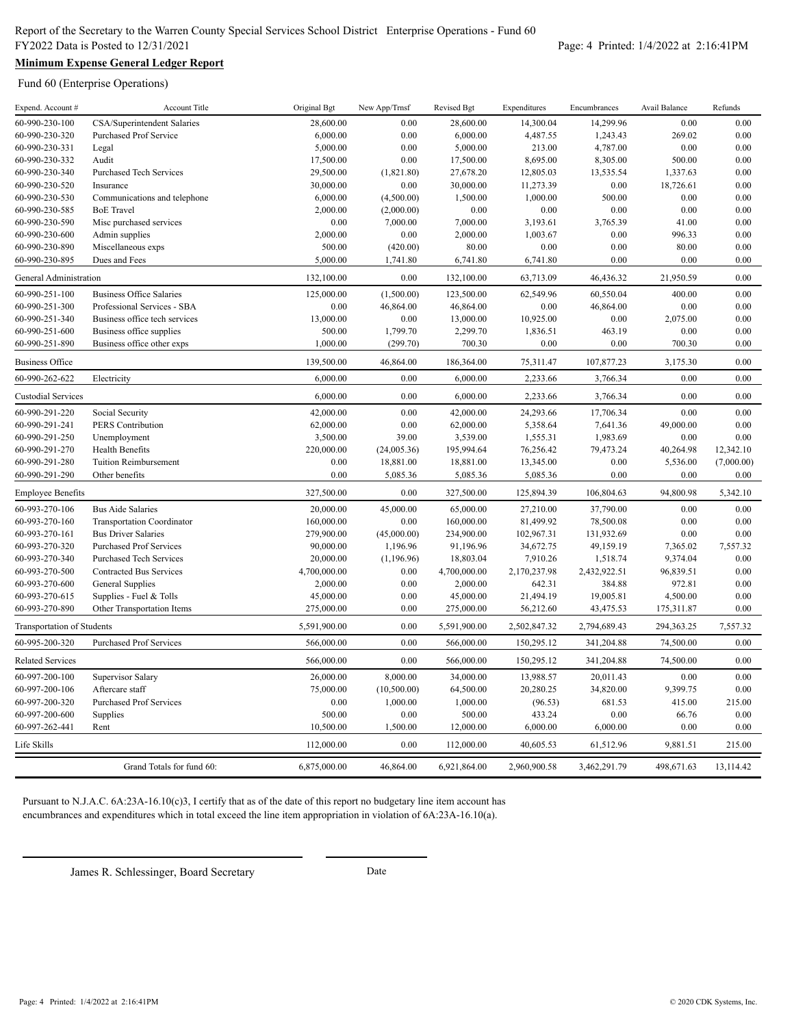Report of the Secretary to the Warren County Special Services School District Enterprise Operations - Fund 60
FY2022 Data is Posted to 12/31/2021

## Minimum Expense General Ledger Report

Fund 60 (Enterprise Operations)

| Expend. Account # | Account Title | Original Bgt | New App/Trnsf | Revised Bgt | Expenditures | Encumbrances | Avail Balance | Refunds |
|---|---|---|---|---|---|---|---|---|
| 60-990-230-100 | CSA/Superintendent Salaries | 28,600.00 | 0.00 | 28,600.00 | 14,300.04 | 14,299.96 | 0.00 | 0.00 |
| 60-990-230-320 | Purchased Prof Service | 6,000.00 | 0.00 | 6,000.00 | 4,487.55 | 1,243.43 | 269.02 | 0.00 |
| 60-990-230-331 | Legal | 5,000.00 | 0.00 | 5,000.00 | 213.00 | 4,787.00 | 0.00 | 0.00 |
| 60-990-230-332 | Audit | 17,500.00 | 0.00 | 17,500.00 | 8,695.00 | 8,305.00 | 500.00 | 0.00 |
| 60-990-230-340 | Purchased Tech Services | 29,500.00 | (1,821.80) | 27,678.20 | 12,805.03 | 13,535.54 | 1,337.63 | 0.00 |
| 60-990-230-520 | Insurance | 30,000.00 | 0.00 | 30,000.00 | 11,273.39 | 0.00 | 18,726.61 | 0.00 |
| 60-990-230-530 | Communications and telephone | 6,000.00 | (4,500.00) | 1,500.00 | 1,000.00 | 500.00 | 0.00 | 0.00 |
| 60-990-230-585 | BoE Travel | 2,000.00 | (2,000.00) | 0.00 | 0.00 | 0.00 | 0.00 | 0.00 |
| 60-990-230-590 | Misc purchased services | 0.00 | 7,000.00 | 7,000.00 | 3,193.61 | 3,765.39 | 41.00 | 0.00 |
| 60-990-230-600 | Admin supplies | 2,000.00 | 0.00 | 2,000.00 | 1,003.67 | 0.00 | 996.33 | 0.00 |
| 60-990-230-890 | Miscellaneous exps | 500.00 | (420.00) | 80.00 | 0.00 | 0.00 | 80.00 | 0.00 |
| 60-990-230-895 | Dues and Fees | 5,000.00 | 1,741.80 | 6,741.80 | 6,741.80 | 0.00 | 0.00 | 0.00 |
| General Administration | | 132,100.00 | 0.00 | 132,100.00 | 63,713.09 | 46,436.32 | 21,950.59 | 0.00 |
| 60-990-251-100 | Business Office Salaries | 125,000.00 | (1,500.00) | 123,500.00 | 62,549.96 | 60,550.04 | 400.00 | 0.00 |
| 60-990-251-300 | Professional Services - SBA | 0.00 | 46,864.00 | 46,864.00 | 0.00 | 46,864.00 | 0.00 | 0.00 |
| 60-990-251-340 | Business office tech services | 13,000.00 | 0.00 | 13,000.00 | 10,925.00 | 0.00 | 2,075.00 | 0.00 |
| 60-990-251-600 | Business office supplies | 500.00 | 1,799.70 | 2,299.70 | 1,836.51 | 463.19 | 0.00 | 0.00 |
| 60-990-251-890 | Business office other exps | 1,000.00 | (299.70) | 700.30 | 0.00 | 0.00 | 700.30 | 0.00 |
| Business Office | | 139,500.00 | 46,864.00 | 186,364.00 | 75,311.47 | 107,877.23 | 3,175.30 | 0.00 |
| 60-990-262-622 | Electricity | 6,000.00 | 0.00 | 6,000.00 | 2,233.66 | 3,766.34 | 0.00 | 0.00 |
| Custodial Services | | 6,000.00 | 0.00 | 6,000.00 | 2,233.66 | 3,766.34 | 0.00 | 0.00 |
| 60-990-291-220 | Social Security | 42,000.00 | 0.00 | 42,000.00 | 24,293.66 | 17,706.34 | 0.00 | 0.00 |
| 60-990-291-241 | PERS Contribution | 62,000.00 | 0.00 | 62,000.00 | 5,358.64 | 7,641.36 | 49,000.00 | 0.00 |
| 60-990-291-250 | Unemployment | 3,500.00 | 39.00 | 3,539.00 | 1,555.31 | 1,983.69 | 0.00 | 0.00 |
| 60-990-291-270 | Health Benefits | 220,000.00 | (24,005.36) | 195,994.64 | 76,256.42 | 79,473.24 | 40,264.98 | 12,342.10 |
| 60-990-291-280 | Tuition Reimbursement | 0.00 | 18,881.00 | 18,881.00 | 13,345.00 | 0.00 | 5,536.00 | (7,000.00) |
| 60-990-291-290 | Other benefits | 0.00 | 5,085.36 | 5,085.36 | 5,085.36 | 0.00 | 0.00 | 0.00 |
| Employee Benefits | | 327,500.00 | 0.00 | 327,500.00 | 125,894.39 | 106,804.63 | 94,800.98 | 5,342.10 |
| 60-993-270-106 | Bus Aide Salaries | 20,000.00 | 45,000.00 | 65,000.00 | 27,210.00 | 37,790.00 | 0.00 | 0.00 |
| 60-993-270-160 | Transportation Coordinator | 160,000.00 | 0.00 | 160,000.00 | 81,499.92 | 78,500.08 | 0.00 | 0.00 |
| 60-993-270-161 | Bus Driver Salaries | 279,900.00 | (45,000.00) | 234,900.00 | 102,967.31 | 131,932.69 | 0.00 | 0.00 |
| 60-993-270-320 | Purchased Prof Services | 90,000.00 | 1,196.96 | 91,196.96 | 34,672.75 | 49,159.19 | 7,365.02 | 7,557.32 |
| 60-993-270-340 | Purchased Tech Services | 20,000.00 | (1,196.96) | 18,803.04 | 7,910.26 | 1,518.74 | 9,374.04 | 0.00 |
| 60-993-270-500 | Contracted Bus Services | 4,700,000.00 | 0.00 | 4,700,000.00 | 2,170,237.98 | 2,432,922.51 | 96,839.51 | 0.00 |
| 60-993-270-600 | General Supplies | 2,000.00 | 0.00 | 2,000.00 | 642.31 | 384.88 | 972.81 | 0.00 |
| 60-993-270-615 | Supplies - Fuel & Tolls | 45,000.00 | 0.00 | 45,000.00 | 21,494.19 | 19,005.81 | 4,500.00 | 0.00 |
| 60-993-270-890 | Other Transportation Items | 275,000.00 | 0.00 | 275,000.00 | 56,212.60 | 43,475.53 | 175,311.87 | 0.00 |
| Transportation of Students | | 5,591,900.00 | 0.00 | 5,591,900.00 | 2,502,847.32 | 2,794,689.43 | 294,363.25 | 7,557.32 |
| 60-995-200-320 | Purchased Prof Services | 566,000.00 | 0.00 | 566,000.00 | 150,295.12 | 341,204.88 | 74,500.00 | 0.00 |
| Related Services | | 566,000.00 | 0.00 | 566,000.00 | 150,295.12 | 341,204.88 | 74,500.00 | 0.00 |
| 60-997-200-100 | Supervisor Salary | 26,000.00 | 8,000.00 | 34,000.00 | 13,988.57 | 20,011.43 | 0.00 | 0.00 |
| 60-997-200-106 | Aftercare staff | 75,000.00 | (10,500.00) | 64,500.00 | 20,280.25 | 34,820.00 | 9,399.75 | 0.00 |
| 60-997-200-320 | Purchased Prof Services | 0.00 | 1,000.00 | 1,000.00 | (96.53) | 681.53 | 415.00 | 215.00 |
| 60-997-200-600 | Supplies | 500.00 | 0.00 | 500.00 | 433.24 | 0.00 | 66.76 | 0.00 |
| 60-997-262-441 | Rent | 10,500.00 | 1,500.00 | 12,000.00 | 6,000.00 | 6,000.00 | 0.00 | 0.00 |
| Life Skills | | 112,000.00 | 0.00 | 112,000.00 | 40,605.53 | 61,512.96 | 9,881.51 | 215.00 |
| | Grand Totals for fund 60: | 6,875,000.00 | 46,864.00 | 6,921,864.00 | 2,960,900.58 | 3,462,291.79 | 498,671.63 | 13,114.42 |

Pursuant to N.J.A.C. 6A:23A-16.10(c)3, I certify that as of the date of this report no budgetary line item account has encumbrances and expenditures which in total exceed the line item appropriation in violation of 6A:23A-16.10(a).

James R. Schlessinger, Board Secretary          Date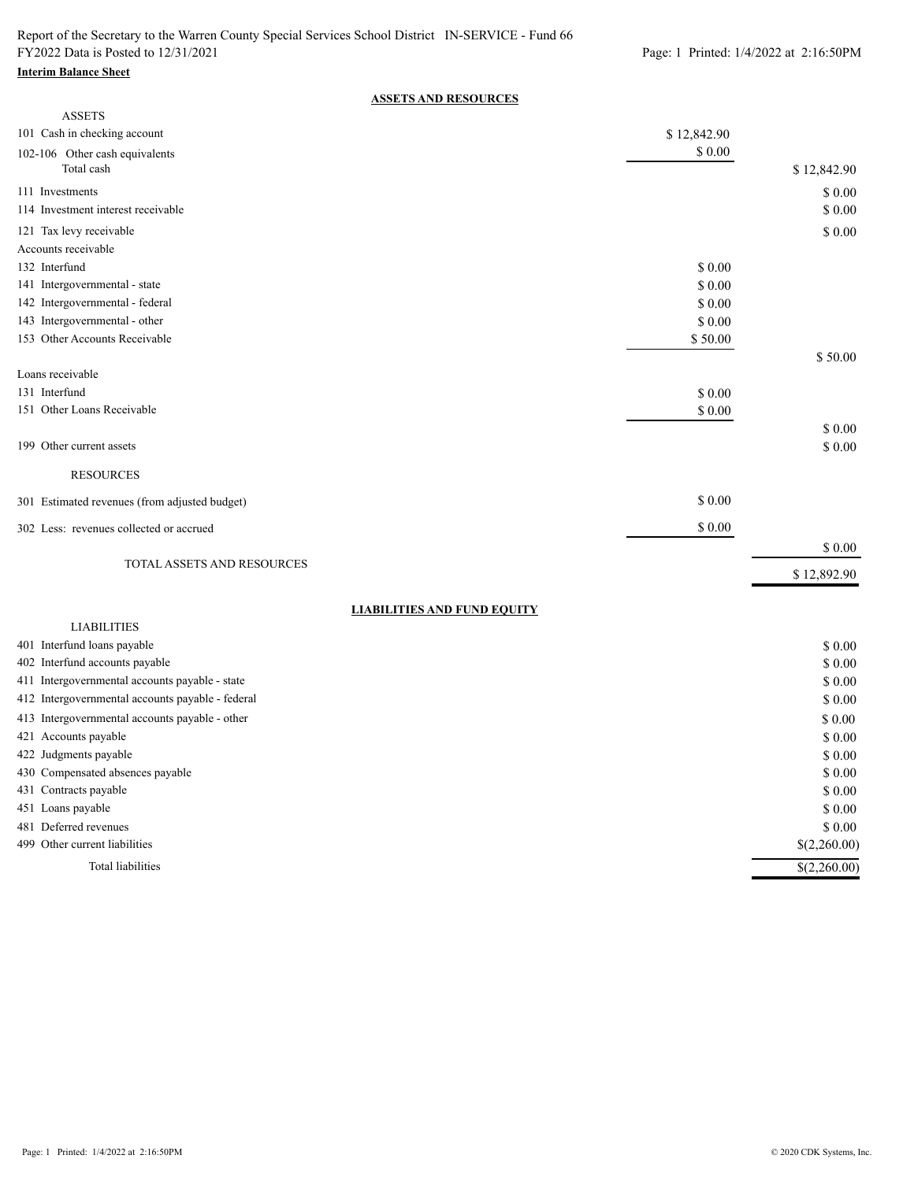Report of the Secretary to the Warren County Special Services School District IN-SERVICE - Fund 66
FY2022 Data is Posted to 12/31/2021

**Interim Balance Sheet**

## ASSETS AND RESOURCES

| | | |
|---|---|---|
| ASSETS | | |
| 101 Cash in checking account | $ 12,842.90 | |
| 102-106 Other cash equivalents | $ 0.00 | |
| Total cash | | $ 12,842.90 |
| 111 Investments | | $ 0.00 |
| 114 Investment interest receivable | | $ 0.00 |
| 121 Tax levy receivable | | $ 0.00 |
| Accounts receivable | | |
| 132 Interfund | $ 0.00 | |
| 141 Intergovernmental - state | $ 0.00 | |
| 142 Intergovernmental - federal | $ 0.00 | |
| 143 Intergovernmental - other | $ 0.00 | |
| 153 Other Accounts Receivable | $ 50.00 | |
| | | $ 50.00 |
| Loans receivable | | |
| 131 Interfund | $ 0.00 | |
| 151 Other Loans Receivable | $ 0.00 | |
| | | $ 0.00 |
| 199 Other current assets | | $ 0.00 |
| RESOURCES | | |
| 301 Estimated revenues (from adjusted budget) | $ 0.00 | |
| 302 Less: revenues collected or accrued | $ 0.00 | |
| | | $ 0.00 |
| TOTAL ASSETS AND RESOURCES | | $ 12,892.90 |

## LIABILITIES AND FUND EQUITY

| | |
|---|---|
| LIABILITIES | |
| 401 Interfund loans payable | $ 0.00 |
| 402 Interfund accounts payable | $ 0.00 |
| 411 Intergovernmental accounts payable - state | $ 0.00 |
| 412 Intergovernmental accounts payable - federal | $ 0.00 |
| 413 Intergovernmental accounts payable - other | $ 0.00 |
| 421 Accounts payable | $ 0.00 |
| 422 Judgments payable | $ 0.00 |
| 430 Compensated absences payable | $ 0.00 |
| 431 Contracts payable | $ 0.00 |
| 451 Loans payable | $ 0.00 |
| 481 Deferred revenues | $ 0.00 |
| 499 Other current liabilities | $(2,260.00) |
| Total liabilities | $(2,260.00) |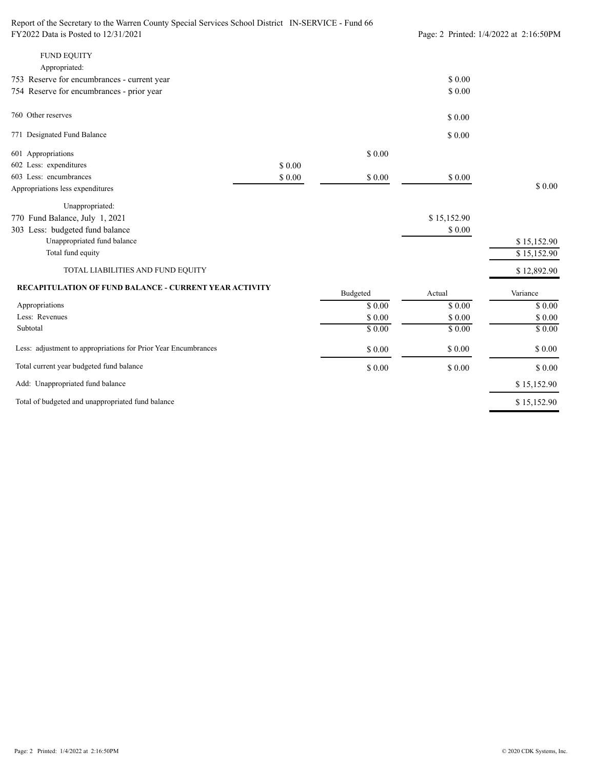Report of the Secretary to the Warren County Special Services School District IN-SERVICE - Fund 66
FY2022 Data is Posted to 12/31/2021

| | | | | |
|---|---|---|---|---|
| FUND EQUITY | | | | |
| Appropriated: | | | | |
| 753 Reserve for encumbrances - current year | | | $ 0.00 | |
| 754 Reserve for encumbrances - prior year | | | $ 0.00 | |
| 760 Other reserves | | | $ 0.00 | |
| 771 Designated Fund Balance | | | $ 0.00 | |
| 601 Appropriations | | $ 0.00 | | |
| 602 Less: expenditures | $ 0.00 | | | |
| 603 Less: encumbrances | $ 0.00 | $ 0.00 | $ 0.00 | |
| Appropriations less expenditures | | | | $ 0.00 |
| Unappropriated: | | | | |
| 770 Fund Balance, July 1, 2021 | | | $ 15,152.90 | |
| 303 Less: budgeted fund balance | | | $ 0.00 | |
| Unappropriated fund balance | | | | $ 15,152.90 |
| Total fund equity | | | | $ 15,152.90 |
| TOTAL LIABILITIES AND FUND EQUITY | | | | $ 12,892.90 |

**RECAPITULATION OF FUND BALANCE - CURRENT YEAR ACTIVITY**

| | Budgeted | Actual | Variance |
|---|---|---|---|
| Appropriations | $ 0.00 | $ 0.00 | $ 0.00 |
| Less: Revenues | $ 0.00 | $ 0.00 | $ 0.00 |
| Subtotal | $ 0.00 | $ 0.00 | $ 0.00 |
| Less: adjustment to appropriations for Prior Year Encumbrances | $ 0.00 | $ 0.00 | $ 0.00 |
| Total current year budgeted fund balance | $ 0.00 | $ 0.00 | $ 0.00 |
| Add: Unappropriated fund balance | | | $ 15,152.90 |
| Total of budgeted and unappropriated fund balance | | | $ 15,152.90 |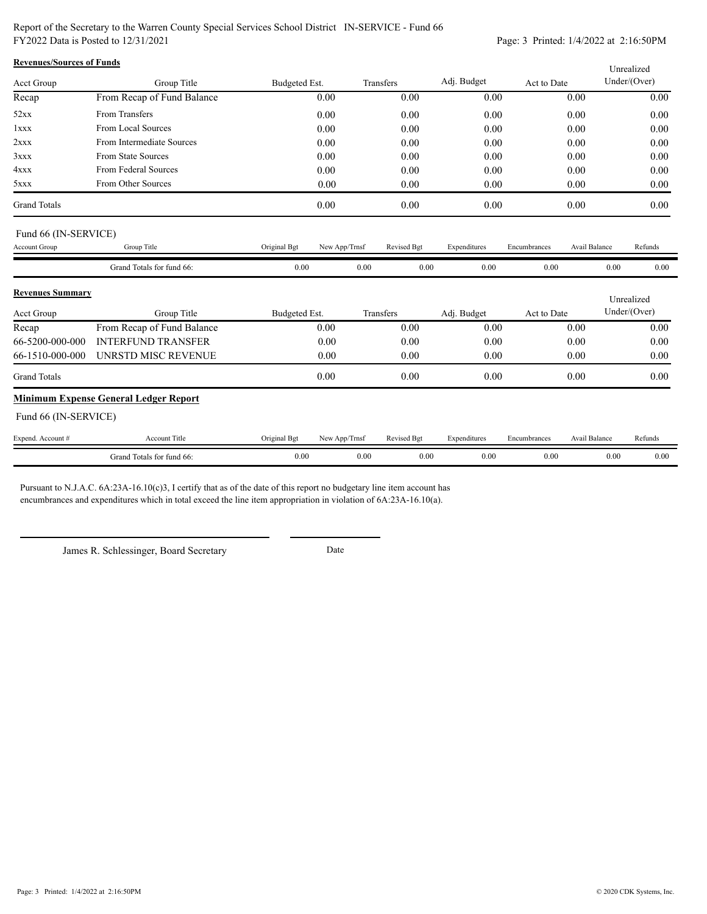Report of the Secretary to the Warren County Special Services School District IN-SERVICE - Fund 66
FY2022 Data is Posted to 12/31/2021

Page: 3 Printed: 1/4/2022 at 2:16:50PM

**Revenues/Sources of Funds**

| Acct Group | Group Title | Budgeted Est. | Transfers | Adj. Budget | Act to Date | Unrealized Under/(Over) |
|---|---|---|---|---|---|---|
| Recap | From Recap of Fund Balance | 0.00 | 0.00 | 0.00 | 0.00 | 0.00 |
| 52xx | From Transfers | 0.00 | 0.00 | 0.00 | 0.00 | 0.00 |
| 1xxx | From Local Sources | 0.00 | 0.00 | 0.00 | 0.00 | 0.00 |
| 2xxx | From Intermediate Sources | 0.00 | 0.00 | 0.00 | 0.00 | 0.00 |
| 3xxx | From State Sources | 0.00 | 0.00 | 0.00 | 0.00 | 0.00 |
| 4xxx | From Federal Sources | 0.00 | 0.00 | 0.00 | 0.00 | 0.00 |
| 5xxx | From Other Sources | 0.00 | 0.00 | 0.00 | 0.00 | 0.00 |
| Grand Totals | | 0.00 | 0.00 | 0.00 | 0.00 | 0.00 |

Fund 66 (IN-SERVICE)

| Account Group | Group Title | Original Bgt | New App/Trnsf | Revised Bgt | Expenditures | Encumbrances | Avail Balance | Refunds |
|---|---|---|---|---|---|---|---|---|
| | Grand Totals for fund 66: | 0.00 | 0.00 | 0.00 | 0.00 | 0.00 | 0.00 | 0.00 |

**Revenues Summary**

| Acct Group | Group Title | Budgeted Est. | Transfers | Adj. Budget | Act to Date | Unrealized Under/(Over) |
|---|---|---|---|---|---|---|
| Recap | From Recap of Fund Balance | 0.00 | 0.00 | 0.00 | 0.00 | 0.00 |
| 66-5200-000-000 | INTERFUND TRANSFER | 0.00 | 0.00 | 0.00 | 0.00 | 0.00 |
| 66-1510-000-000 | UNRSTD MISC REVENUE | 0.00 | 0.00 | 0.00 | 0.00 | 0.00 |
| Grand Totals | | 0.00 | 0.00 | 0.00 | 0.00 | 0.00 |

**Minimum Expense General Ledger Report**

Fund 66 (IN-SERVICE)

| Expend. Account # | Account Title | Original Bgt | New App/Trnsf | Revised Bgt | Expenditures | Encumbrances | Avail Balance | Refunds |
|---|---|---|---|---|---|---|---|---|
| | Grand Totals for fund 66: | 0.00 | 0.00 | 0.00 | 0.00 | 0.00 | 0.00 | 0.00 |

Pursuant to N.J.A.C. 6A:23A-16.10(c)3, I certify that as of the date of this report no budgetary line item account has encumbrances and expenditures which in total exceed the line item appropriation in violation of 6A:23A-16.10(a).

James R. Schlessinger, Board Secretary

Date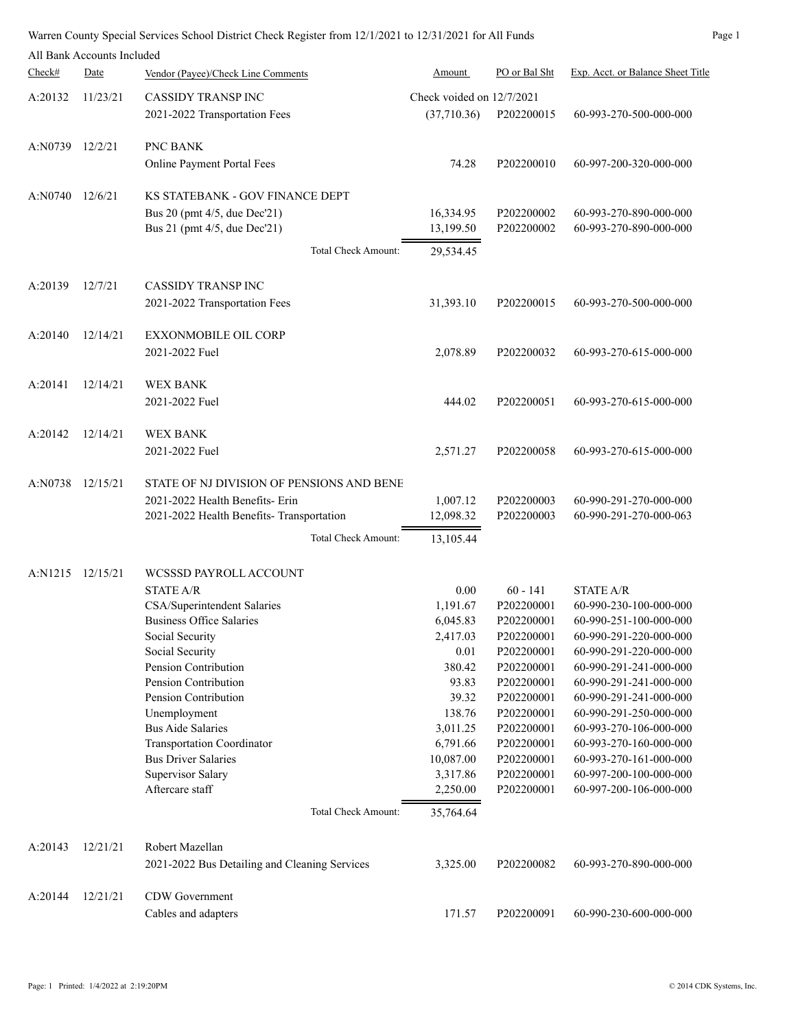Warren County Special Services School District Check Register from 12/1/2021 to 12/31/2021 for All Funds

All Bank Accounts Included

| Check# | Date | Vendor (Payee)/Check Line Comments | Amount | PO or Bal Sht | Exp. Acct. or Balance Sheet Title |
|---|---|---|---|---|---|
| A:20132 | 11/23/21 | CASSIDY TRANSP INC | Check voided on 12/7/2021 | | |
| | | 2021-2022 Transportation Fees | (37,710.36) | P202200015 | 60-993-270-500-000-000 |
| A:N0739 | 12/2/21 | PNC BANK | | | |
| | | Online Payment Portal Fees | 74.28 | P202200010 | 60-997-200-320-000-000 |
| A:N0740 | 12/6/21 | KS STATEBANK - GOV FINANCE DEPT | | | |
| | | Bus 20 (pmt 4/5, due Dec'21) | 16,334.95 | P202200002 | 60-993-270-890-000-000 |
| | | Bus 21 (pmt 4/5, due Dec'21) | 13,199.50 | P202200002 | 60-993-270-890-000-000 |
| | | Total Check Amount: | 29,534.45 | | |
| A:20139 | 12/7/21 | CASSIDY TRANSP INC | | | |
| | | 2021-2022 Transportation Fees | 31,393.10 | P202200015 | 60-993-270-500-000-000 |
| A:20140 | 12/14/21 | EXXONMOBILE OIL CORP | | | |
| | | 2021-2022 Fuel | 2,078.89 | P202200032 | 60-993-270-615-000-000 |
| A:20141 | 12/14/21 | WEX BANK | | | |
| | | 2021-2022 Fuel | 444.02 | P202200051 | 60-993-270-615-000-000 |
| A:20142 | 12/14/21 | WEX BANK | | | |
| | | 2021-2022 Fuel | 2,571.27 | P202200058 | 60-993-270-615-000-000 |
| A:N0738 | 12/15/21 | STATE OF NJ DIVISION OF PENSIONS AND BENE | | | |
| | | 2021-2022 Health Benefits- Erin | 1,007.12 | P202200003 | 60-990-291-270-000-000 |
| | | 2021-2022 Health Benefits- Transportation | 12,098.32 | P202200003 | 60-990-291-270-000-063 |
| | | Total Check Amount: | 13,105.44 | | |
| A:N1215 | 12/15/21 | WCSSSD PAYROLL ACCOUNT | | | |
| | | STATE A/R | 0.00 | 60 - 141 | STATE A/R |
| | | CSA/Superintendent Salaries | 1,191.67 | P202200001 | 60-990-230-100-000-000 |
| | | Business Office Salaries | 6,045.83 | P202200001 | 60-990-251-100-000-000 |
| | | Social Security | 2,417.03 | P202200001 | 60-990-291-220-000-000 |
| | | Social Security | 0.01 | P202200001 | 60-990-291-220-000-000 |
| | | Pension Contribution | 380.42 | P202200001 | 60-990-291-241-000-000 |
| | | Pension Contribution | 93.83 | P202200001 | 60-990-291-241-000-000 |
| | | Pension Contribution | 39.32 | P202200001 | 60-990-291-241-000-000 |
| | | Unemployment | 138.76 | P202200001 | 60-990-291-250-000-000 |
| | | Bus Aide Salaries | 3,011.25 | P202200001 | 60-993-270-106-000-000 |
| | | Transportation Coordinator | 6,791.66 | P202200001 | 60-993-270-160-000-000 |
| | | Bus Driver Salaries | 10,087.00 | P202200001 | 60-993-270-161-000-000 |
| | | Supervisor Salary | 3,317.86 | P202200001 | 60-997-200-100-000-000 |
| | | Aftercare staff | 2,250.00 | P202200001 | 60-997-200-106-000-000 |
| | | Total Check Amount: | 35,764.64 | | |
| A:20143 | 12/21/21 | Robert Mazellan | | | |
| | | 2021-2022 Bus Detailing and Cleaning Services | 3,325.00 | P202200082 | 60-993-270-890-000-000 |
| A:20144 | 12/21/21 | CDW Government | | | |
| | | Cables and adapters | 171.57 | P202200091 | 60-990-230-600-000-000 |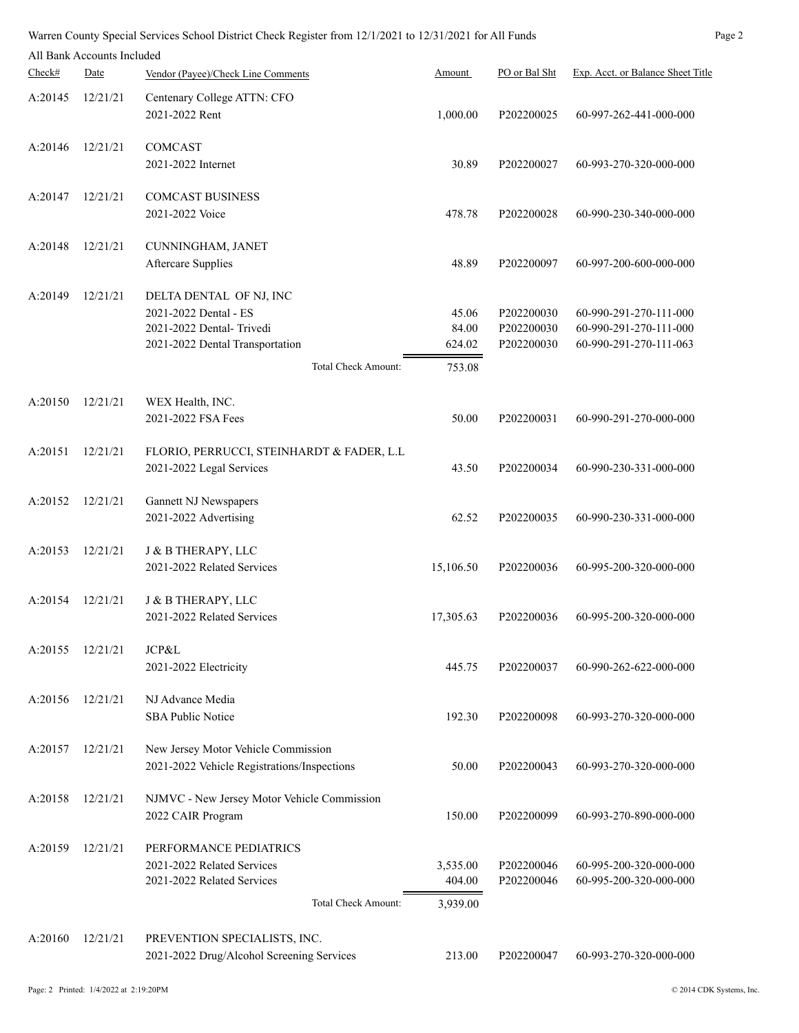Warren County Special Services School District Check Register from 12/1/2021 to 12/31/2021 for All Funds

All Bank Accounts Included

| Check# | Date | Vendor (Payee)/Check Line Comments | Amount | PO or Bal Sht | Exp. Acct. or Balance Sheet Title |
|---|---|---|---|---|---|
| A:20145 | 12/21/21 | Centenary College ATTN: CFO | | | |
| | | 2021-2022 Rent | 1,000.00 | P202200025 | 60-997-262-441-000-000 |
| A:20146 | 12/21/21 | COMCAST | | | |
| | | 2021-2022 Internet | 30.89 | P202200027 | 60-993-270-320-000-000 |
| A:20147 | 12/21/21 | COMCAST BUSINESS | | | |
| | | 2021-2022 Voice | 478.78 | P202200028 | 60-990-230-340-000-000 |
| A:20148 | 12/21/21 | CUNNINGHAM, JANET | | | |
| | | Aftercare Supplies | 48.89 | P202200097 | 60-997-200-600-000-000 |
| A:20149 | 12/21/21 | DELTA DENTAL OF NJ, INC | | | |
| | | 2021-2022 Dental - ES | 45.06 | P202200030 | 60-990-291-270-111-000 |
| | | 2021-2022 Dental- Trivedi | 84.00 | P202200030 | 60-990-291-270-111-000 |
| | | 2021-2022 Dental Transportation | 624.02 | P202200030 | 60-990-291-270-111-063 |
| | | Total Check Amount: | 753.08 | | |
| A:20150 | 12/21/21 | WEX Health, INC. | | | |
| | | 2021-2022 FSA Fees | 50.00 | P202200031 | 60-990-291-270-000-000 |
| A:20151 | 12/21/21 | FLORIO, PERRUCCI, STEINHARDT & FADER, L.L | | | |
| | | 2021-2022 Legal Services | 43.50 | P202200034 | 60-990-230-331-000-000 |
| A:20152 | 12/21/21 | Gannett NJ Newspapers | | | |
| | | 2021-2022 Advertising | 62.52 | P202200035 | 60-990-230-331-000-000 |
| A:20153 | 12/21/21 | J & B THERAPY, LLC | | | |
| | | 2021-2022 Related Services | 15,106.50 | P202200036 | 60-995-200-320-000-000 |
| A:20154 | 12/21/21 | J & B THERAPY, LLC | | | |
| | | 2021-2022 Related Services | 17,305.63 | P202200036 | 60-995-200-320-000-000 |
| A:20155 | 12/21/21 | JCP&L | | | |
| | | 2021-2022 Electricity | 445.75 | P202200037 | 60-990-262-622-000-000 |
| A:20156 | 12/21/21 | NJ Advance Media | | | |
| | | SBA Public Notice | 192.30 | P202200098 | 60-993-270-320-000-000 |
| A:20157 | 12/21/21 | New Jersey Motor Vehicle Commission | | | |
| | | 2021-2022 Vehicle Registrations/Inspections | 50.00 | P202200043 | 60-993-270-320-000-000 |
| A:20158 | 12/21/21 | NJMVC - New Jersey Motor Vehicle Commission | | | |
| | | 2022 CAIR Program | 150.00 | P202200099 | 60-993-270-890-000-000 |
| A:20159 | 12/21/21 | PERFORMANCE PEDIATRICS | | | |
| | | 2021-2022 Related Services | 3,535.00 | P202200046 | 60-995-200-320-000-000 |
| | | 2021-2022 Related Services | 404.00 | P202200046 | 60-995-200-320-000-000 |
| | | Total Check Amount: | 3,939.00 | | |
| A:20160 | 12/21/21 | PREVENTION SPECIALISTS, INC. | | | |
| | | 2021-2022 Drug/Alcohol Screening Services | 213.00 | P202200047 | 60-993-270-320-000-000 |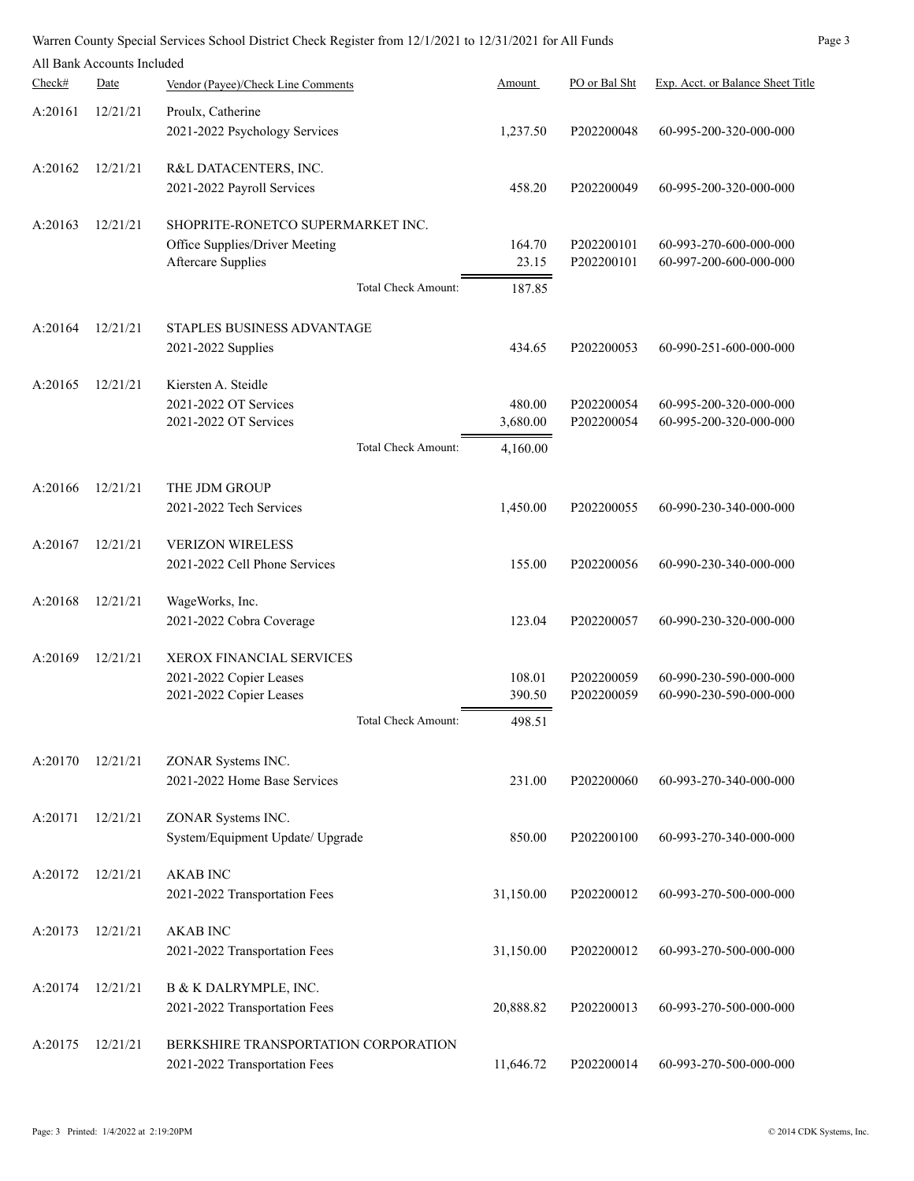Warren County Special Services School District Check Register from 12/1/2021 to 12/31/2021 for All Funds

All Bank Accounts Included

| Check# | Date | Vendor (Payee)/Check Line Comments | Amount | PO or Bal Sht | Exp. Acct. or Balance Sheet Title |
|---|---|---|---|---|---|
| A:20161 | 12/21/21 | Proulx, Catherine | | | |
| | | 2021-2022 Psychology Services | 1,237.50 | P202200048 | 60-995-200-320-000-000 |
| A:20162 | 12/21/21 | R&L DATACENTERS, INC. | | | |
| | | 2021-2022 Payroll Services | 458.20 | P202200049 | 60-995-200-320-000-000 |
| A:20163 | 12/21/21 | SHOPRITE-RONETCO SUPERMARKET INC. | | | |
| | | Office Supplies/Driver Meeting | 164.70 | P202200101 | 60-993-270-600-000-000 |
| | | Aftercare Supplies | 23.15 | P202200101 | 60-997-200-600-000-000 |
| | | Total Check Amount: | 187.85 | | |
| A:20164 | 12/21/21 | STAPLES BUSINESS ADVANTAGE | | | |
| | | 2021-2022 Supplies | 434.65 | P202200053 | 60-990-251-600-000-000 |
| A:20165 | 12/21/21 | Kiersten A. Steidle | | | |
| | | 2021-2022 OT Services | 480.00 | P202200054 | 60-995-200-320-000-000 |
| | | 2021-2022 OT Services | 3,680.00 | P202200054 | 60-995-200-320-000-000 |
| | | Total Check Amount: | 4,160.00 | | |
| A:20166 | 12/21/21 | THE JDM GROUP | | | |
| | | 2021-2022 Tech Services | 1,450.00 | P202200055 | 60-990-230-340-000-000 |
| A:20167 | 12/21/21 | VERIZON WIRELESS | | | |
| | | 2021-2022 Cell Phone Services | 155.00 | P202200056 | 60-990-230-340-000-000 |
| A:20168 | 12/21/21 | WageWorks, Inc. | | | |
| | | 2021-2022 Cobra Coverage | 123.04 | P202200057 | 60-990-230-320-000-000 |
| A:20169 | 12/21/21 | XEROX FINANCIAL SERVICES | | | |
| | | 2021-2022 Copier Leases | 108.01 | P202200059 | 60-990-230-590-000-000 |
| | | 2021-2022 Copier Leases | 390.50 | P202200059 | 60-990-230-590-000-000 |
| | | Total Check Amount: | 498.51 | | |
| A:20170 | 12/21/21 | ZONAR Systems INC. | | | |
| | | 2021-2022 Home Base Services | 231.00 | P202200060 | 60-993-270-340-000-000 |
| A:20171 | 12/21/21 | ZONAR Systems INC. | | | |
| | | System/Equipment Update/ Upgrade | 850.00 | P202200100 | 60-993-270-340-000-000 |
| A:20172 | 12/21/21 | AKAB INC | | | |
| | | 2021-2022 Transportation Fees | 31,150.00 | P202200012 | 60-993-270-500-000-000 |
| A:20173 | 12/21/21 | AKAB INC | | | |
| | | 2021-2022 Transportation Fees | 31,150.00 | P202200012 | 60-993-270-500-000-000 |
| A:20174 | 12/21/21 | B & K DALRYMPLE, INC. | | | |
| | | 2021-2022 Transportation Fees | 20,888.82 | P202200013 | 60-993-270-500-000-000 |
| A:20175 | 12/21/21 | BERKSHIRE TRANSPORTATION CORPORATION | | | |
| | | 2021-2022 Transportation Fees | 11,646.72 | P202200014 | 60-993-270-500-000-000 |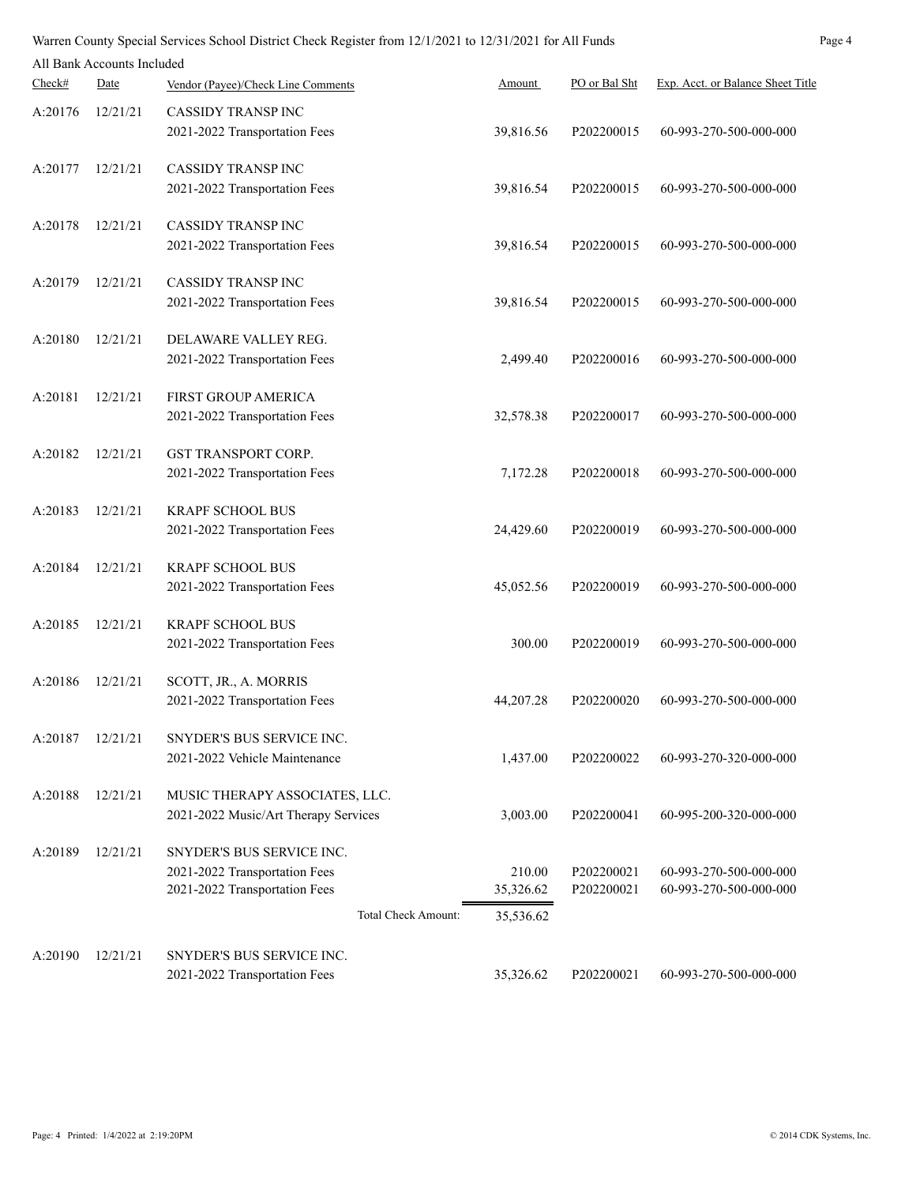Warren County Special Services School District Check Register from 12/1/2021 to 12/31/2021 for All Funds

All Bank Accounts Included

| Check# | Date | Vendor (Payee)/Check Line Comments | Amount | PO or Bal Sht | Exp. Acct. or Balance Sheet Title |
|---|---|---|---|---|---|
| A:20176 | 12/21/21 | CASSIDY TRANSP INC | | | |
| | | 2021-2022 Transportation Fees | 39,816.56 | P202200015 | 60-993-270-500-000-000 |
| A:20177 | 12/21/21 | CASSIDY TRANSP INC | | | |
| | | 2021-2022 Transportation Fees | 39,816.54 | P202200015 | 60-993-270-500-000-000 |
| A:20178 | 12/21/21 | CASSIDY TRANSP INC | | | |
| | | 2021-2022 Transportation Fees | 39,816.54 | P202200015 | 60-993-270-500-000-000 |
| A:20179 | 12/21/21 | CASSIDY TRANSP INC | | | |
| | | 2021-2022 Transportation Fees | 39,816.54 | P202200015 | 60-993-270-500-000-000 |
| A:20180 | 12/21/21 | DELAWARE VALLEY REG. | | | |
| | | 2021-2022 Transportation Fees | 2,499.40 | P202200016 | 60-993-270-500-000-000 |
| A:20181 | 12/21/21 | FIRST GROUP AMERICA | | | |
| | | 2021-2022 Transportation Fees | 32,578.38 | P202200017 | 60-993-270-500-000-000 |
| A:20182 | 12/21/21 | GST TRANSPORT CORP. | | | |
| | | 2021-2022 Transportation Fees | 7,172.28 | P202200018 | 60-993-270-500-000-000 |
| A:20183 | 12/21/21 | KRAPF SCHOOL BUS | | | |
| | | 2021-2022 Transportation Fees | 24,429.60 | P202200019 | 60-993-270-500-000-000 |
| A:20184 | 12/21/21 | KRAPF SCHOOL BUS | | | |
| | | 2021-2022 Transportation Fees | 45,052.56 | P202200019 | 60-993-270-500-000-000 |
| A:20185 | 12/21/21 | KRAPF SCHOOL BUS | | | |
| | | 2021-2022 Transportation Fees | 300.00 | P202200019 | 60-993-270-500-000-000 |
| A:20186 | 12/21/21 | SCOTT, JR., A. MORRIS | | | |
| | | 2021-2022 Transportation Fees | 44,207.28 | P202200020 | 60-993-270-500-000-000 |
| A:20187 | 12/21/21 | SNYDER'S BUS SERVICE INC. | | | |
| | | 2021-2022 Vehicle Maintenance | 1,437.00 | P202200022 | 60-993-270-320-000-000 |
| A:20188 | 12/21/21 | MUSIC THERAPY ASSOCIATES, LLC. | | | |
| | | 2021-2022 Music/Art Therapy Services | 3,003.00 | P202200041 | 60-995-200-320-000-000 |
| A:20189 | 12/21/21 | SNYDER'S BUS SERVICE INC. | | | |
| | | 2021-2022 Transportation Fees | 210.00 | P202200021 | 60-993-270-500-000-000 |
| | | 2021-2022 Transportation Fees | 35,326.62 | P202200021 | 60-993-270-500-000-000 |
| | | Total Check Amount: | 35,536.62 | | |
| A:20190 | 12/21/21 | SNYDER'S BUS SERVICE INC. | | | |
| | | 2021-2022 Transportation Fees | 35,326.62 | P202200021 | 60-993-270-500-000-000 |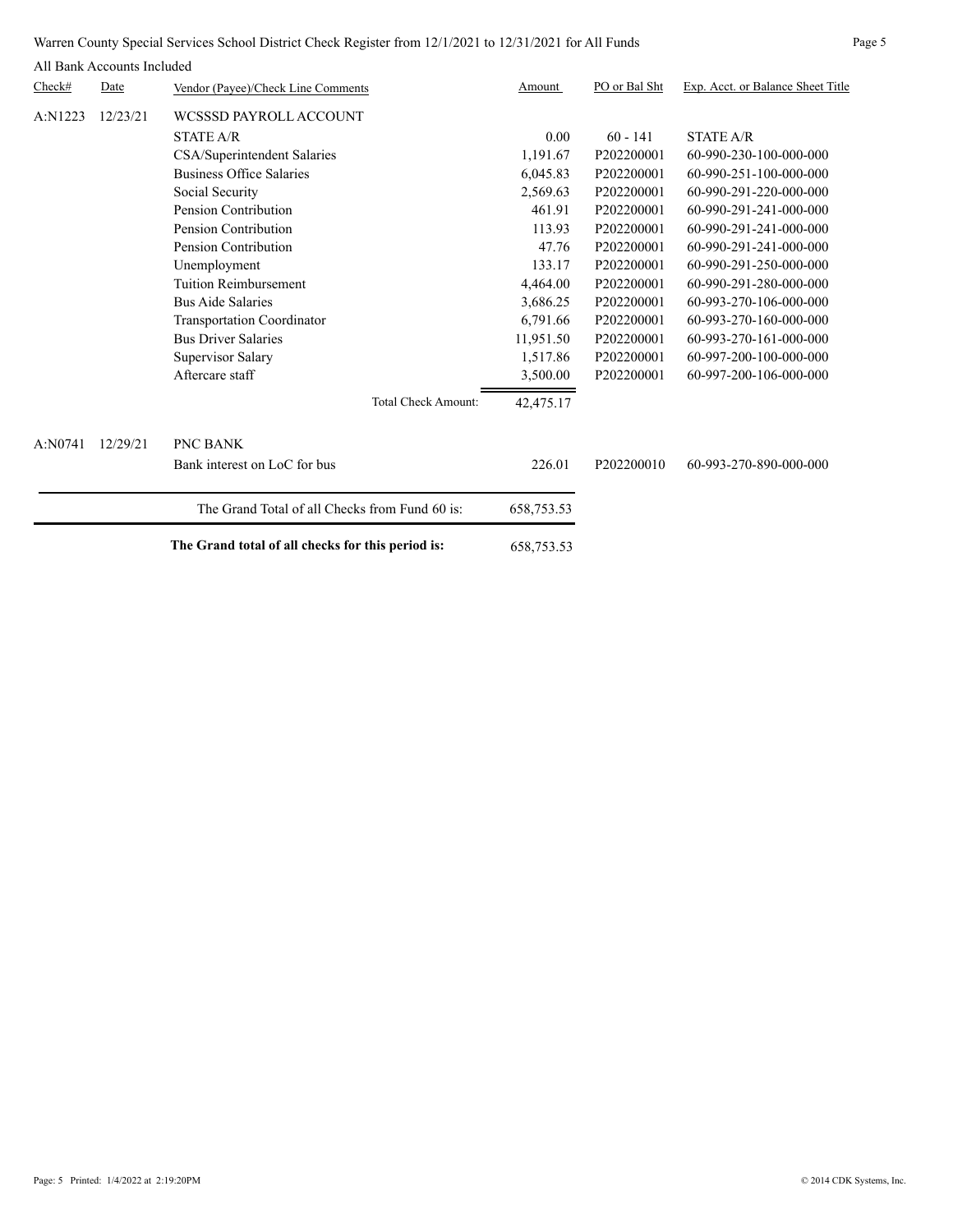Warren County Special Services School District Check Register from 12/1/2021 to 12/31/2021 for All Funds

All Bank Accounts Included

| Check# | Date | Vendor (Payee)/Check Line Comments | Amount | PO or Bal Sht | Exp. Acct. or Balance Sheet Title |
|---|---|---|---|---|---|
| A:N1223 | 12/23/21 | WCSSSD PAYROLL ACCOUNT | | | |
| | | STATE A/R | 0.00 | 60 - 141 | STATE A/R |
| | | CSA/Superintendent Salaries | 1,191.67 | P202200001 | 60-990-230-100-000-000 |
| | | Business Office Salaries | 6,045.83 | P202200001 | 60-990-251-100-000-000 |
| | | Social Security | 2,569.63 | P202200001 | 60-990-291-220-000-000 |
| | | Pension Contribution | 461.91 | P202200001 | 60-990-291-241-000-000 |
| | | Pension Contribution | 113.93 | P202200001 | 60-990-291-241-000-000 |
| | | Pension Contribution | 47.76 | P202200001 | 60-990-291-241-000-000 |
| | | Unemployment | 133.17 | P202200001 | 60-990-291-250-000-000 |
| | | Tuition Reimbursement | 4,464.00 | P202200001 | 60-990-291-280-000-000 |
| | | Bus Aide Salaries | 3,686.25 | P202200001 | 60-993-270-106-000-000 |
| | | Transportation Coordinator | 6,791.66 | P202200001 | 60-993-270-160-000-000 |
| | | Bus Driver Salaries | 11,951.50 | P202200001 | 60-993-270-161-000-000 |
| | | Supervisor Salary | 1,517.86 | P202200001 | 60-997-200-100-000-000 |
| | | Aftercare staff | 3,500.00 | P202200001 | 60-997-200-106-000-000 |
| | | Total Check Amount: | 42,475.17 | | |
| A:N0741 | 12/29/21 | PNC BANK | | | |
| | | Bank interest on LoC for bus | 226.01 | P202200010 | 60-993-270-890-000-000 |
| | | The Grand Total of all Checks from Fund 60 is: | 658,753.53 | | |
| | | **The Grand total of all checks for this period is:** | 658,753.53 | | |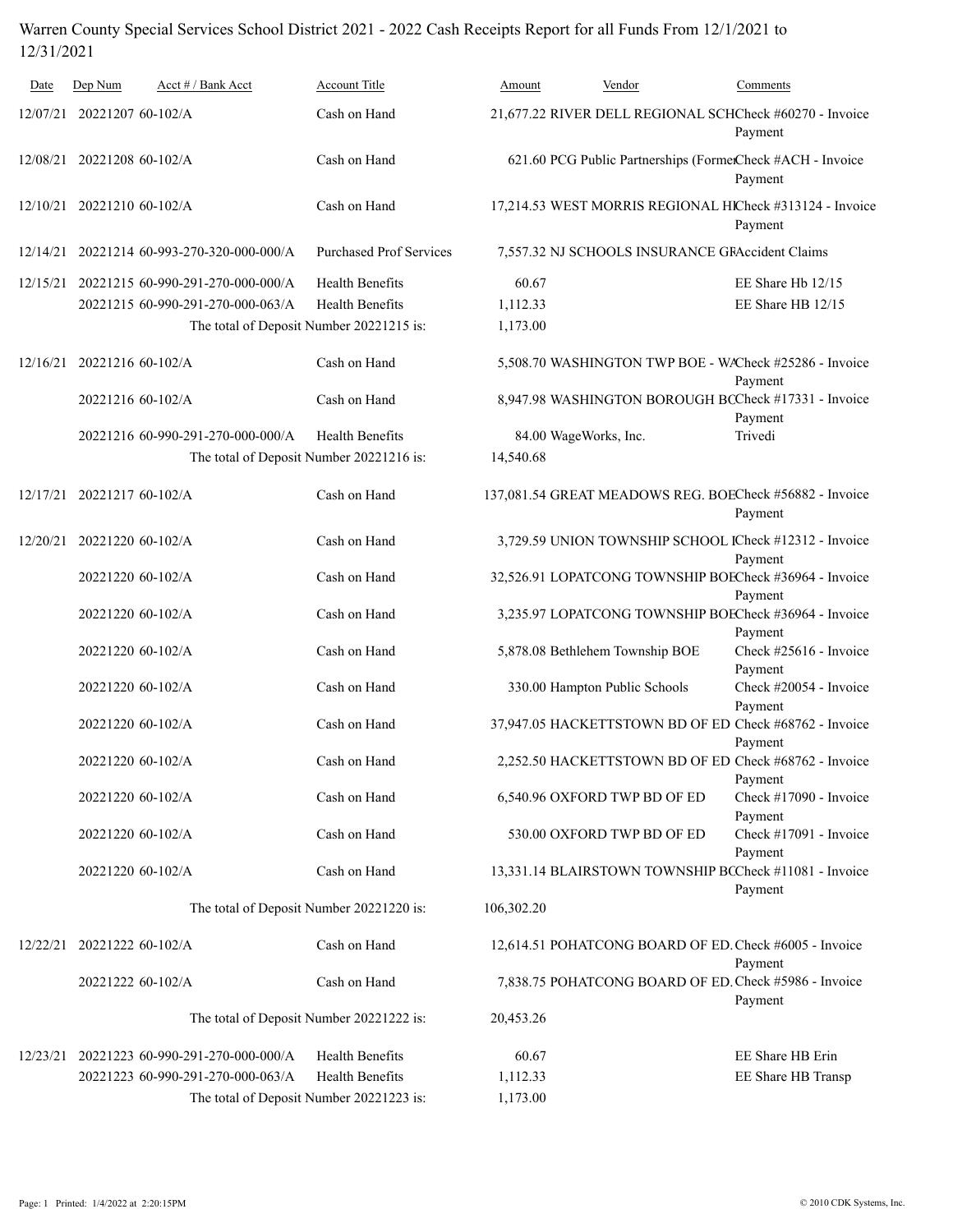# Warren County Special Services School District 2021 - 2022 Cash Receipts Report for all Funds From 12/1/2021 to 12/31/2021

| Date | Dep Num | Acct # / Bank Acct | Account Title | Amount | Vendor | Comments |
|---|---|---|---|---|---|---|
| 12/07/21 | 20221207 | 60-102/A | Cash on Hand | 21,677.22 | RIVER DELL REGIONAL SCH | Check #60270 - Invoice Payment |
| 12/08/21 | 20221208 | 60-102/A | Cash on Hand | 621.60 | PCG Public Partnerships (Former | Check #ACH - Invoice Payment |
| 12/10/21 | 20221210 | 60-102/A | Cash on Hand | 17,214.53 | WEST MORRIS REGIONAL HI | Check #313124 - Invoice Payment |
| 12/14/21 | 20221214 | 60-993-270-320-000-000/A | Purchased Prof Services | 7,557.32 | NJ SCHOOLS INSURANCE GF | Accident Claims |
| 12/15/21 | 20221215 | 60-990-291-270-000-000/A | Health Benefits | 60.67 | | EE Share Hb 12/15 |
| | 20221215 | 60-990-291-270-000-063/A | Health Benefits | 1,112.33 | | EE Share HB 12/15 |
| | | | The total of Deposit Number 20221215 is: | 1,173.00 | | |
| 12/16/21 | 20221216 | 60-102/A | Cash on Hand | 5,508.70 | WASHINGTON TWP BOE - WA | Check #25286 - Invoice Payment |
| | 20221216 | 60-102/A | Cash on Hand | 8,947.98 | WASHINGTON BOROUGH BO | Check #17331 - Invoice Payment |
| | 20221216 | 60-990-291-270-000-000/A | Health Benefits | 84.00 | WageWorks, Inc. | Trivedi |
| | | | The total of Deposit Number 20221216 is: | 14,540.68 | | |
| 12/17/21 | 20221217 | 60-102/A | Cash on Hand | 137,081.54 | GREAT MEADOWS REG. BOE | Check #56882 - Invoice Payment |
| 12/20/21 | 20221220 | 60-102/A | Cash on Hand | 3,729.59 | UNION TOWNSHIP SCHOOL I | Check #12312 - Invoice Payment |
| | 20221220 | 60-102/A | Cash on Hand | 32,526.91 | LOPATCONG TOWNSHIP BOE | Check #36964 - Invoice Payment |
| | 20221220 | 60-102/A | Cash on Hand | 3,235.97 | LOPATCONG TOWNSHIP BOE | Check #36964 - Invoice Payment |
| | 20221220 | 60-102/A | Cash on Hand | 5,878.08 | Bethlehem Township BOE | Check #25616 - Invoice Payment |
| | 20221220 | 60-102/A | Cash on Hand | 330.00 | Hampton Public Schools | Check #20054 - Invoice Payment |
| | 20221220 | 60-102/A | Cash on Hand | 37,947.05 | HACKETTSTOWN BD OF ED | Check #68762 - Invoice Payment |
| | 20221220 | 60-102/A | Cash on Hand | 2,252.50 | HACKETTSTOWN BD OF ED | Check #68762 - Invoice Payment |
| | 20221220 | 60-102/A | Cash on Hand | 6,540.96 | OXFORD TWP BD OF ED | Check #17090 - Invoice Payment |
| | 20221220 | 60-102/A | Cash on Hand | 530.00 | OXFORD TWP BD OF ED | Check #17091 - Invoice Payment |
| | 20221220 | 60-102/A | Cash on Hand | 13,331.14 | BLAIRSTOWN TOWNSHIP BO | Check #11081 - Invoice Payment |
| | | | The total of Deposit Number 20221220 is: | 106,302.20 | | |
| 12/22/21 | 20221222 | 60-102/A | Cash on Hand | 12,614.51 | POHATCONG BOARD OF ED. | Check #6005 - Invoice Payment |
| | 20221222 | 60-102/A | Cash on Hand | 7,838.75 | POHATCONG BOARD OF ED. | Check #5986 - Invoice Payment |
| | | | The total of Deposit Number 20221222 is: | 20,453.26 | | |
| 12/23/21 | 20221223 | 60-990-291-270-000-000/A | Health Benefits | 60.67 | | EE Share HB Erin |
| | 20221223 | 60-990-291-270-000-063/A | Health Benefits | 1,112.33 | | EE Share HB Transp |
| | | | The total of Deposit Number 20221223 is: | 1,173.00 | | |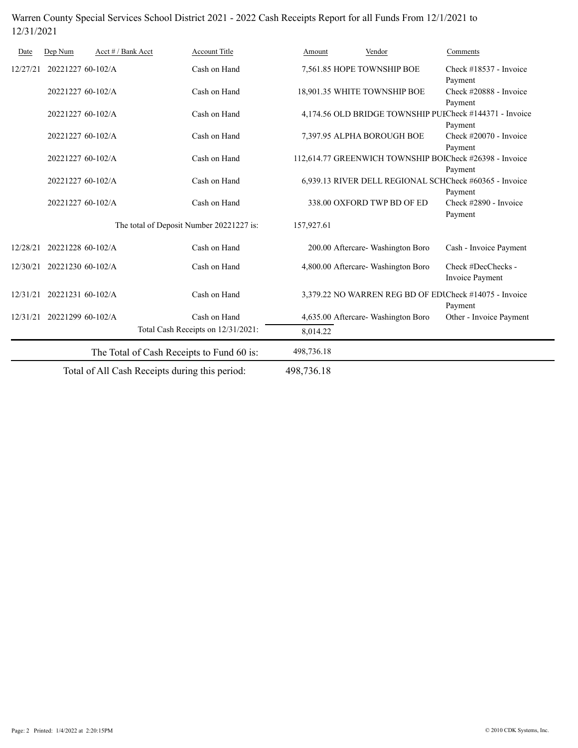Warren County Special Services School District 2021 - 2022 Cash Receipts Report for all Funds From 12/1/2021 to 12/31/2021

| Date | Dep Num | Acct # / Bank Acct | Account Title | Amount | Vendor | Comments |
|---|---|---|---|---|---|---|
| 12/27/21 | 20221227 | 60-102/A | Cash on Hand | 7,561.85 | HOPE TOWNSHIP BOE | Check #18537 - Invoice Payment |
| | 20221227 | 60-102/A | Cash on Hand | 18,901.35 | WHITE TOWNSHIP BOE | Check #20888 - Invoice Payment |
| | 20221227 | 60-102/A | Cash on Hand | 4,174.56 | OLD BRIDGE TOWNSHIP PUI | Check #144371 - Invoice Payment |
| | 20221227 | 60-102/A | Cash on Hand | 7,397.95 | ALPHA BOROUGH BOE | Check #20070 - Invoice Payment |
| | 20221227 | 60-102/A | Cash on Hand | 112,614.77 | GREENWICH TOWNSHIP BOI | Check #26398 - Invoice Payment |
| | 20221227 | 60-102/A | Cash on Hand | 6,939.13 | RIVER DELL REGIONAL SCH | Check #60365 - Invoice Payment |
| | 20221227 | 60-102/A | Cash on Hand | 338.00 | OXFORD TWP BD OF ED | Check #2890 - Invoice Payment |
| | | | The total of Deposit Number 20221227 is: | 157,927.61 | | |
| 12/28/21 | 20221228 | 60-102/A | Cash on Hand | 200.00 | Aftercare- Washington Boro | Cash - Invoice Payment |
| 12/30/21 | 20221230 | 60-102/A | Cash on Hand | 4,800.00 | Aftercare- Washington Boro | Check #DecChecks - Invoice Payment |
| 12/31/21 | 20221231 | 60-102/A | Cash on Hand | 3,379.22 | NO WARREN REG BD OF EDI | Check #14075 - Invoice Payment |
| 12/31/21 | 20221299 | 60-102/A | Cash on Hand | 4,635.00 | Aftercare- Washington Boro | Other - Invoice Payment |
| | | | Total Cash Receipts on 12/31/2021: | 8,014.22 | | |

The Total of Cash Receipts to Fund 60 is: 498,736.18

Total of All Cash Receipts during this period: 498,736.18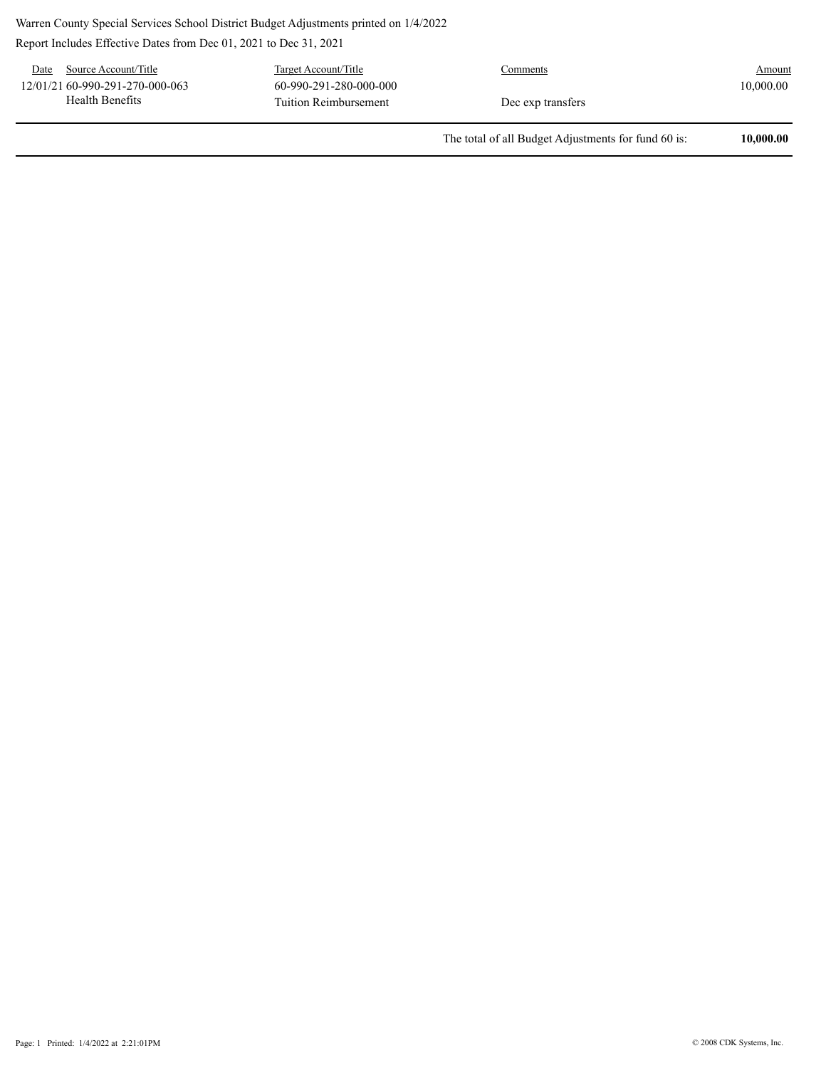Warren County Special Services School District Budget Adjustments printed on 1/4/2022

Report Includes Effective Dates from Dec 01, 2021 to Dec 31, 2021

| Date | Source Account/Title | Target Account/Title | Comments | Amount |
|---|---|---|---|---|
| 12/01/21 | 60-990-291-270-000-063<br>Health Benefits | 60-990-291-280-000-000<br>Tuition Reimbursement | Dec exp transfers | 10,000.00 |
| | | | The total of all Budget Adjustments for fund 60 is: | **10,000.00** |

Page: 1 Printed: 1/4/2022 at 2:21:01PM

© 2008 CDK Systems, Inc.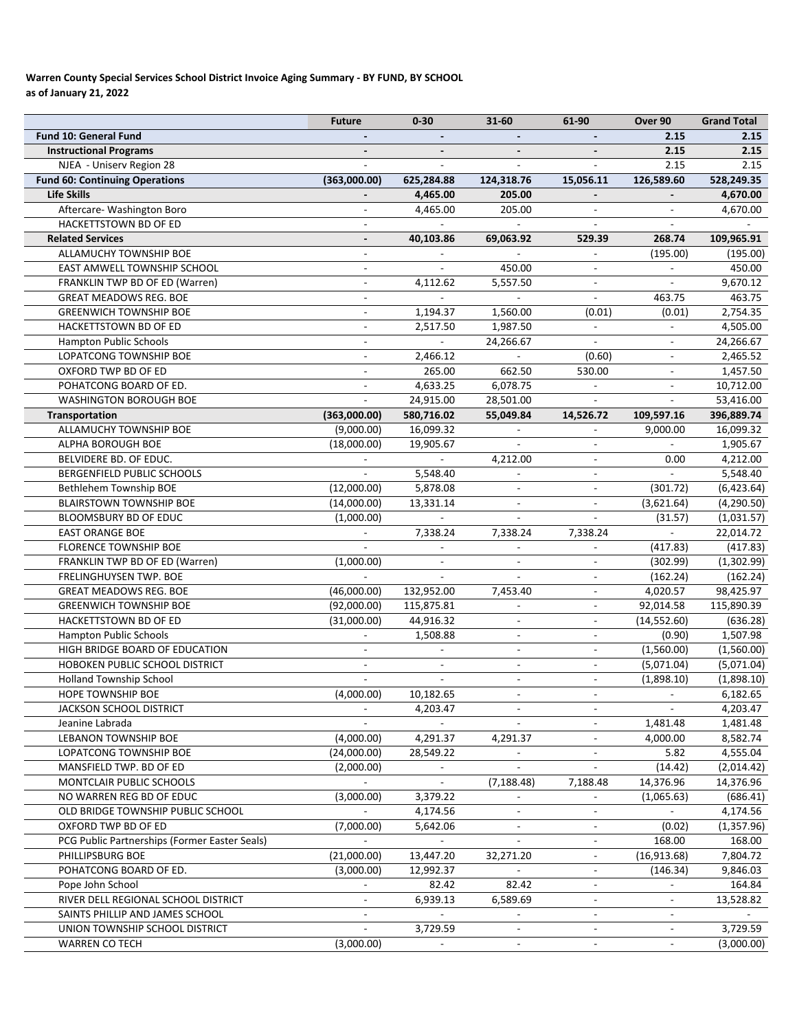**Warren County Special Services School District Invoice Aging Summary - BY FUND, BY SCHOOL**
**as of January 21, 2022**

| | Future | 0-30 | 31-60 | 61-90 | Over 90 | Grand Total |
|---|---|---|---|---|---|---|
| **Fund 10: General Fund** | **-** | **-** | **-** | **-** | **2.15** | **2.15** |
| **Instructional Programs** | **-** | **-** | **-** | **-** | **2.15** | **2.15** |
| NJEA - Uniserv Region 28 | - | - | - | - | 2.15 | 2.15 |
| **Fund 60: Continuing Operations** | **(363,000.00)** | **625,284.88** | **124,318.76** | **15,056.11** | **126,589.60** | **528,249.35** |
| **Life Skills** | **-** | **4,465.00** | **205.00** | **-** | **-** | **4,670.00** |
| Aftercare- Washington Boro | - | 4,465.00 | 205.00 | - | - | 4,670.00 |
| HACKETTSTOWN BD OF ED | - | - | - | - | - | - |
| **Related Services** | **-** | **40,103.86** | **69,063.92** | **529.39** | **268.74** | **109,965.91** |
| ALLAMUCHY TOWNSHIP BOE | - | - | - | - | (195.00) | (195.00) |
| EAST AMWELL TOWNSHIP SCHOOL | - | - | 450.00 | - | - | 450.00 |
| FRANKLIN TWP BD OF ED (Warren) | - | 4,112.62 | 5,557.50 | - | - | 9,670.12 |
| GREAT MEADOWS REG. BOE | - | - | - | - | 463.75 | 463.75 |
| GREENWICH TOWNSHIP BOE | - | 1,194.37 | 1,560.00 | (0.01) | (0.01) | 2,754.35 |
| HACKETTSTOWN BD OF ED | - | 2,517.50 | 1,987.50 | - | - | 4,505.00 |
| Hampton Public Schools | - | - | 24,266.67 | - | - | 24,266.67 |
| LOPATCONG TOWNSHIP BOE | - | 2,466.12 | - | (0.60) | - | 2,465.52 |
| OXFORD TWP BD OF ED | - | 265.00 | 662.50 | 530.00 | - | 1,457.50 |
| POHATCONG BOARD OF ED. | - | 4,633.25 | 6,078.75 | - | - | 10,712.00 |
| WASHINGTON BOROUGH BOE | - | 24,915.00 | 28,501.00 | - | - | 53,416.00 |
| **Transportation** | **(363,000.00)** | **580,716.02** | **55,049.84** | **14,526.72** | **109,597.16** | **396,889.74** |
| ALLAMUCHY TOWNSHIP BOE | (9,000.00) | 16,099.32 | - | - | 9,000.00 | 16,099.32 |
| ALPHA BOROUGH BOE | (18,000.00) | 19,905.67 | - | - | - | 1,905.67 |
| BELVIDERE BD. OF EDUC. | - | - | 4,212.00 | - | 0.00 | 4,212.00 |
| BERGENFIELD PUBLIC SCHOOLS | - | 5,548.40 | - | - | - | 5,548.40 |
| Bethlehem Township BOE | (12,000.00) | 5,878.08 | - | - | (301.72) | (6,423.64) |
| BLAIRSTOWN TOWNSHIP BOE | (14,000.00) | 13,331.14 | - | - | (3,621.64) | (4,290.50) |
| BLOOMSBURY BD OF EDUC | (1,000.00) | - | - | - | (31.57) | (1,031.57) |
| EAST ORANGE BOE | - | 7,338.24 | 7,338.24 | 7,338.24 | - | 22,014.72 |
| FLORENCE TOWNSHIP BOE | - | - | - | - | (417.83) | (417.83) |
| FRANKLIN TWP BD OF ED (Warren) | (1,000.00) | - | - | - | (302.99) | (1,302.99) |
| FRELINGHUYSEN TWP. BOE | - | - | - | - | (162.24) | (162.24) |
| GREAT MEADOWS REG. BOE | (46,000.00) | 132,952.00 | 7,453.40 | - | 4,020.57 | 98,425.97 |
| GREENWICH TOWNSHIP BOE | (92,000.00) | 115,875.81 | - | - | 92,014.58 | 115,890.39 |
| HACKETTSTOWN BD OF ED | (31,000.00) | 44,916.32 | - | - | (14,552.60) | (636.28) |
| Hampton Public Schools | - | 1,508.88 | - | - | (0.90) | 1,507.98 |
| HIGH BRIDGE BOARD OF EDUCATION | - | - | - | - | (1,560.00) | (1,560.00) |
| HOBOKEN PUBLIC SCHOOL DISTRICT | - | - | - | - | (5,071.04) | (5,071.04) |
| Holland Township School | - | - | - | - | (1,898.10) | (1,898.10) |
| HOPE TOWNSHIP BOE | (4,000.00) | 10,182.65 | - | - | - | 6,182.65 |
| JACKSON SCHOOL DISTRICT | - | 4,203.47 | - | - | - | 4,203.47 |
| Jeanine Labrada | - | - | - | - | 1,481.48 | 1,481.48 |
| LEBANON TOWNSHIP BOE | (4,000.00) | 4,291.37 | 4,291.37 | - | 4,000.00 | 8,582.74 |
| LOPATCONG TOWNSHIP BOE | (24,000.00) | 28,549.22 | - | - | 5.82 | 4,555.04 |
| MANSFIELD TWP. BD OF ED | (2,000.00) | - | - | - | (14.42) | (2,014.42) |
| MONTCLAIR PUBLIC SCHOOLS | - | - | (7,188.48) | 7,188.48 | 14,376.96 | 14,376.96 |
| NO WARREN REG BD OF EDUC | (3,000.00) | 3,379.22 | - | - | (1,065.63) | (686.41) |
| OLD BRIDGE TOWNSHIP PUBLIC SCHOOL | - | 4,174.56 | - | - | - | 4,174.56 |
| OXFORD TWP BD OF ED | (7,000.00) | 5,642.06 | - | - | (0.02) | (1,357.96) |
| PCG Public Partnerships (Former Easter Seals) | - | - | - | - | 168.00 | 168.00 |
| PHILLIPSBURG BOE | (21,000.00) | 13,447.20 | 32,271.20 | - | (16,913.68) | 7,804.72 |
| POHATCONG BOARD OF ED. | (3,000.00) | 12,992.37 | - | - | (146.34) | 9,846.03 |
| Pope John School | - | 82.42 | 82.42 | - | - | 164.84 |
| RIVER DELL REGIONAL SCHOOL DISTRICT | - | 6,939.13 | 6,589.69 | - | - | 13,528.82 |
| SAINTS PHILLIP AND JAMES SCHOOL | - | - | - | - | - | - |
| UNION TOWNSHIP SCHOOL DISTRICT | - | 3,729.59 | - | - | - | 3,729.59 |
| WARREN CO TECH | (3,000.00) | - | - | - | - | (3,000.00) |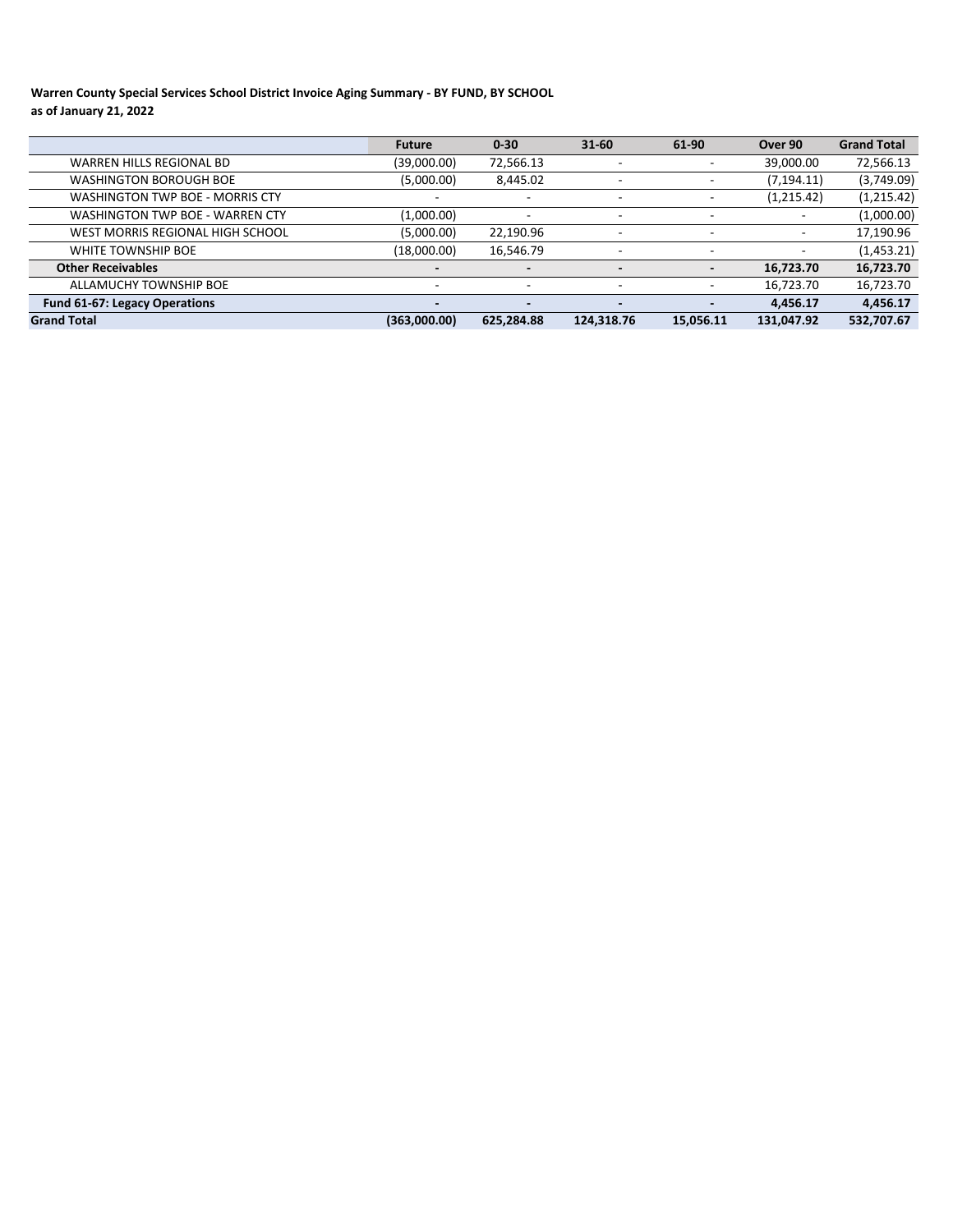**Warren County Special Services School District Invoice Aging Summary - BY FUND, BY SCHOOL**
**as of January 21, 2022**

| | Future | 0-30 | 31-60 | 61-90 | Over 90 | Grand Total |
|---|---|---|---|---|---|---|
| WARREN HILLS REGIONAL BD | (39,000.00) | 72,566.13 | - | - | 39,000.00 | 72,566.13 |
| WASHINGTON BOROUGH BOE | (5,000.00) | 8,445.02 | - | - | (7,194.11) | (3,749.09) |
| WASHINGTON TWP BOE - MORRIS CTY | - | - | - | - | (1,215.42) | (1,215.42) |
| WASHINGTON TWP BOE - WARREN CTY | (1,000.00) | - | - | - | - | (1,000.00) |
| WEST MORRIS REGIONAL HIGH SCHOOL | (5,000.00) | 22,190.96 | - | - | - | 17,190.96 |
| WHITE TOWNSHIP BOE | (18,000.00) | 16,546.79 | - | - | - | (1,453.21) |
| **Other Receivables** | **-** | **-** | **-** | **-** | **16,723.70** | **16,723.70** |
| ALLAMUCHY TOWNSHIP BOE | - | - | - | - | 16,723.70 | 16,723.70 |
| **Fund 61-67: Legacy Operations** | **-** | **-** | **-** | **-** | **4,456.17** | **4,456.17** |
| **Grand Total** | **(363,000.00)** | **625,284.88** | **124,318.76** | **15,056.11** | **131,047.92** | **532,707.67** |